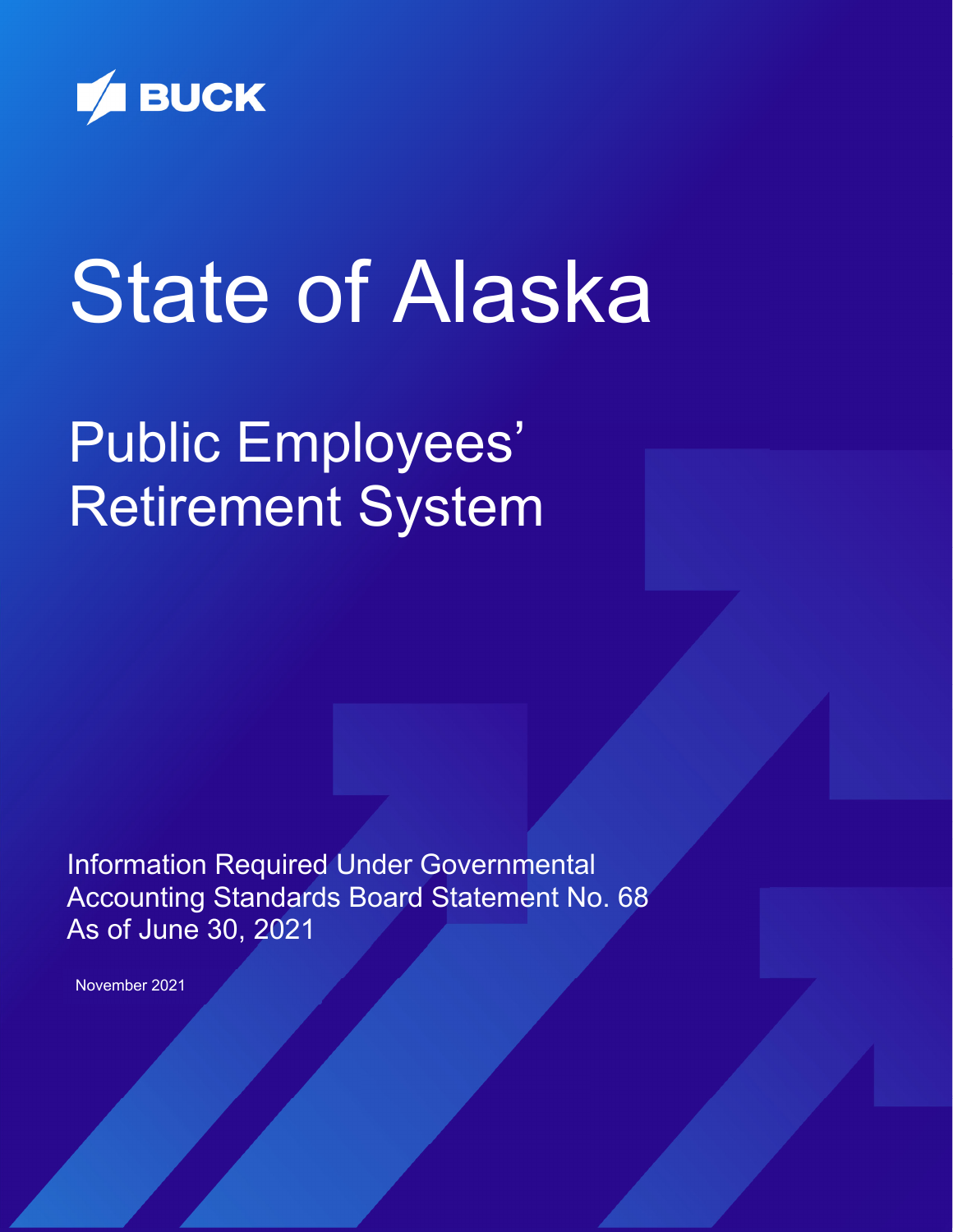BUCK

# State of Alaska

## Public Employees' Retirement System

Information Required Under Governmental Accounting Standards Board Statement No. 68
As of June 30, 2021

November 2021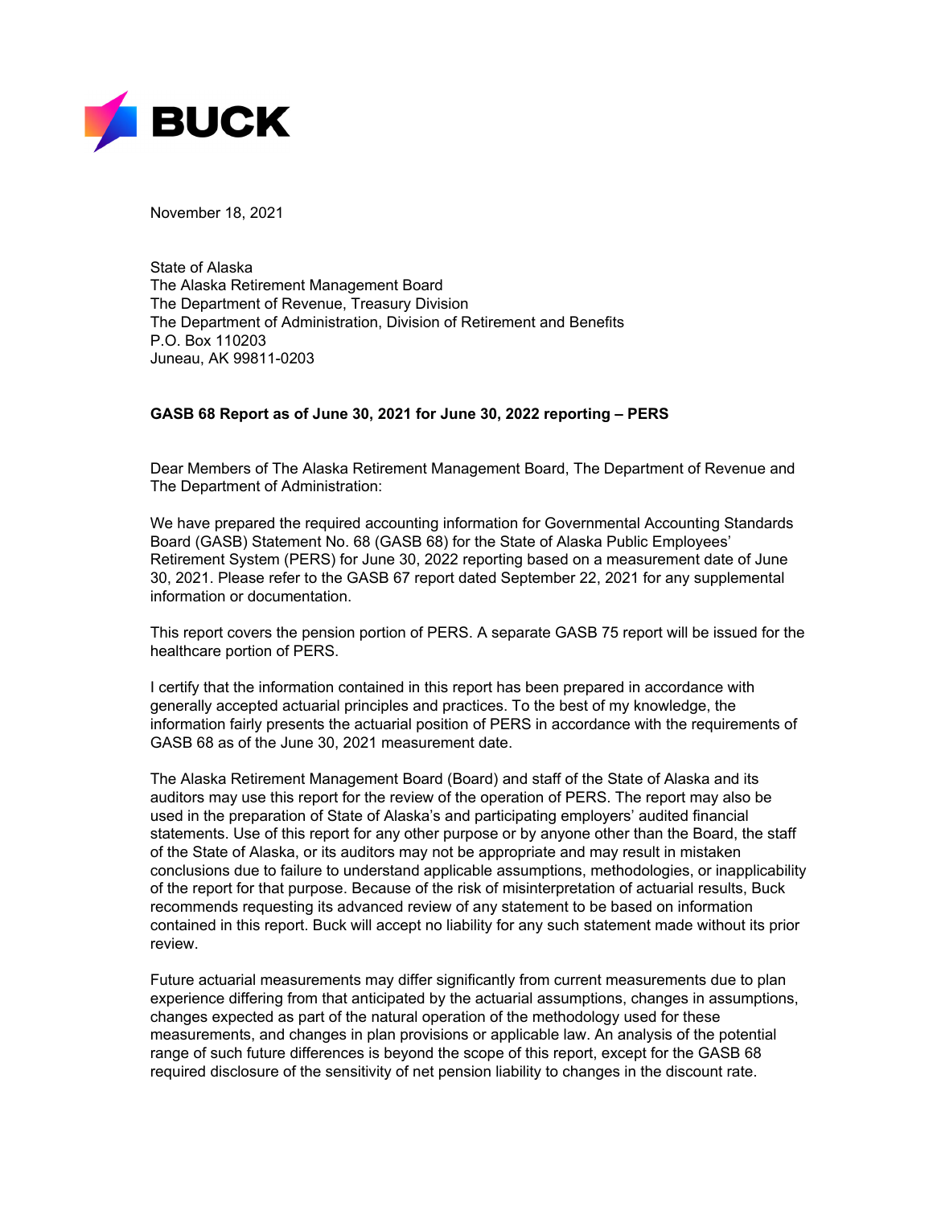November 18, 2021

State of Alaska
The Alaska Retirement Management Board
The Department of Revenue, Treasury Division
The Department of Administration, Division of Retirement and Benefits
P.O. Box 110203
Juneau, AK 99811-0203

**GASB 68 Report as of June 30, 2021 for June 30, 2022 reporting – PERS**

Dear Members of The Alaska Retirement Management Board, The Department of Revenue and The Department of Administration:

We have prepared the required accounting information for Governmental Accounting Standards Board (GASB) Statement No. 68 (GASB 68) for the State of Alaska Public Employees' Retirement System (PERS) for June 30, 2022 reporting based on a measurement date of June 30, 2021. Please refer to the GASB 67 report dated September 22, 2021 for any supplemental information or documentation.

This report covers the pension portion of PERS. A separate GASB 75 report will be issued for the healthcare portion of PERS.

I certify that the information contained in this report has been prepared in accordance with generally accepted actuarial principles and practices. To the best of my knowledge, the information fairly presents the actuarial position of PERS in accordance with the requirements of GASB 68 as of the June 30, 2021 measurement date.

The Alaska Retirement Management Board (Board) and staff of the State of Alaska and its auditors may use this report for the review of the operation of PERS. The report may also be used in the preparation of State of Alaska's and participating employers' audited financial statements. Use of this report for any other purpose or by anyone other than the Board, the staff of the State of Alaska, or its auditors may not be appropriate and may result in mistaken conclusions due to failure to understand applicable assumptions, methodologies, or inapplicability of the report for that purpose. Because of the risk of misinterpretation of actuarial results, Buck recommends requesting its advanced review of any statement to be based on information contained in this report. Buck will accept no liability for any such statement made without its prior review.

Future actuarial measurements may differ significantly from current measurements due to plan experience differing from that anticipated by the actuarial assumptions, changes in assumptions, changes expected as part of the natural operation of the methodology used for these measurements, and changes in plan provisions or applicable law. An analysis of the potential range of such future differences is beyond the scope of this report, except for the GASB 68 required disclosure of the sensitivity of net pension liability to changes in the discount rate.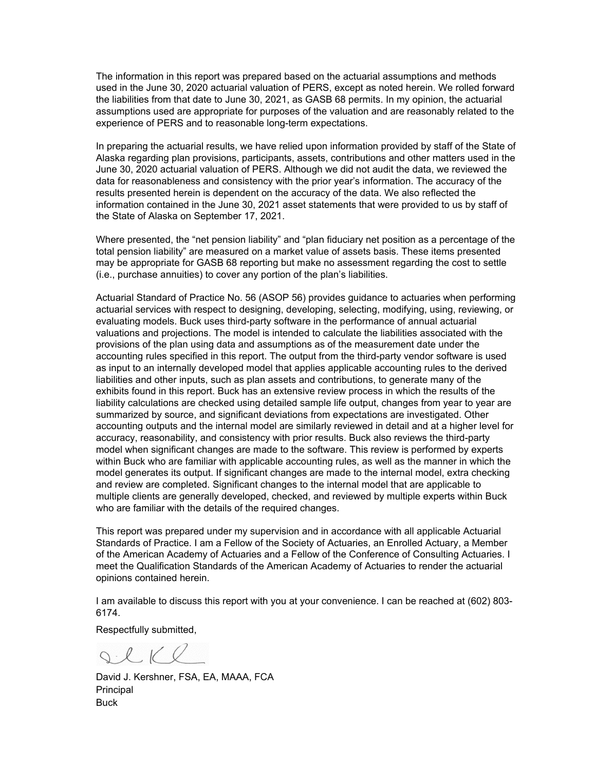The information in this report was prepared based on the actuarial assumptions and methods used in the June 30, 2020 actuarial valuation of PERS, except as noted herein. We rolled forward the liabilities from that date to June 30, 2021, as GASB 68 permits. In my opinion, the actuarial assumptions used are appropriate for purposes of the valuation and are reasonably related to the experience of PERS and to reasonable long-term expectations.

In preparing the actuarial results, we have relied upon information provided by staff of the State of Alaska regarding plan provisions, participants, assets, contributions and other matters used in the June 30, 2020 actuarial valuation of PERS. Although we did not audit the data, we reviewed the data for reasonableness and consistency with the prior year's information. The accuracy of the results presented herein is dependent on the accuracy of the data. We also reflected the information contained in the June 30, 2021 asset statements that were provided to us by staff of the State of Alaska on September 17, 2021.

Where presented, the "net pension liability" and "plan fiduciary net position as a percentage of the total pension liability" are measured on a market value of assets basis. These items presented may be appropriate for GASB 68 reporting but make no assessment regarding the cost to settle (i.e., purchase annuities) to cover any portion of the plan's liabilities.

Actuarial Standard of Practice No. 56 (ASOP 56) provides guidance to actuaries when performing actuarial services with respect to designing, developing, selecting, modifying, using, reviewing, or evaluating models. Buck uses third-party software in the performance of annual actuarial valuations and projections. The model is intended to calculate the liabilities associated with the provisions of the plan using data and assumptions as of the measurement date under the accounting rules specified in this report. The output from the third-party vendor software is used as input to an internally developed model that applies applicable accounting rules to the derived liabilities and other inputs, such as plan assets and contributions, to generate many of the exhibits found in this report. Buck has an extensive review process in which the results of the liability calculations are checked using detailed sample life output, changes from year to year are summarized by source, and significant deviations from expectations are investigated. Other accounting outputs and the internal model are similarly reviewed in detail and at a higher level for accuracy, reasonability, and consistency with prior results. Buck also reviews the third-party model when significant changes are made to the software. This review is performed by experts within Buck who are familiar with applicable accounting rules, as well as the manner in which the model generates its output. If significant changes are made to the internal model, extra checking and review are completed. Significant changes to the internal model that are applicable to multiple clients are generally developed, checked, and reviewed by multiple experts within Buck who are familiar with the details of the required changes.

This report was prepared under my supervision and in accordance with all applicable Actuarial Standards of Practice. I am a Fellow of the Society of Actuaries, an Enrolled Actuary, a Member of the American Academy of Actuaries and a Fellow of the Conference of Consulting Actuaries. I meet the Qualification Standards of the American Academy of Actuaries to render the actuarial opinions contained herein.

I am available to discuss this report with you at your convenience. I can be reached at (602) 803-6174.

Respectfully submitted,

David J. Kershner, FSA, EA, MAAA, FCA
Principal
Buck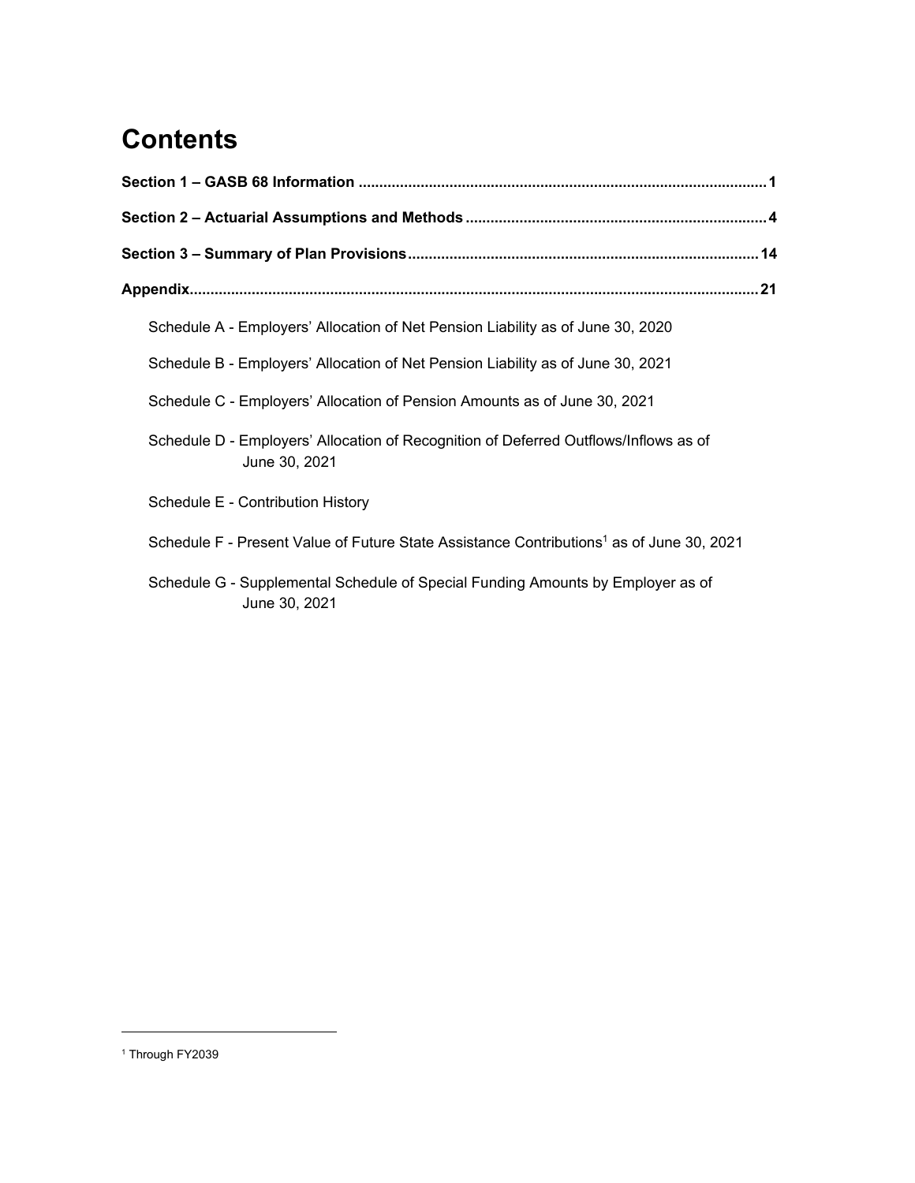# Contents

**Section 1 – GASB 68 Information ........................................................................................ 1**

**Section 2 – Actuarial Assumptions and Methods ............................................................... 4**

**Section 3 – Summary of Plan Provisions ........................................................................... 14**

**Appendix.............................................................................................................................. 21**

Schedule A - Employers' Allocation of Net Pension Liability as of June 30, 2020

Schedule B - Employers' Allocation of Net Pension Liability as of June 30, 2021

Schedule C - Employers' Allocation of Pension Amounts as of June 30, 2021

Schedule D - Employers' Allocation of Recognition of Deferred Outflows/Inflows as of June 30, 2021

Schedule E - Contribution History

Schedule F - Present Value of Future State Assistance Contributions[1] as of June 30, 2021

Schedule G - Supplemental Schedule of Special Funding Amounts by Employer as of June 30, 2021

---

[1] Through FY2039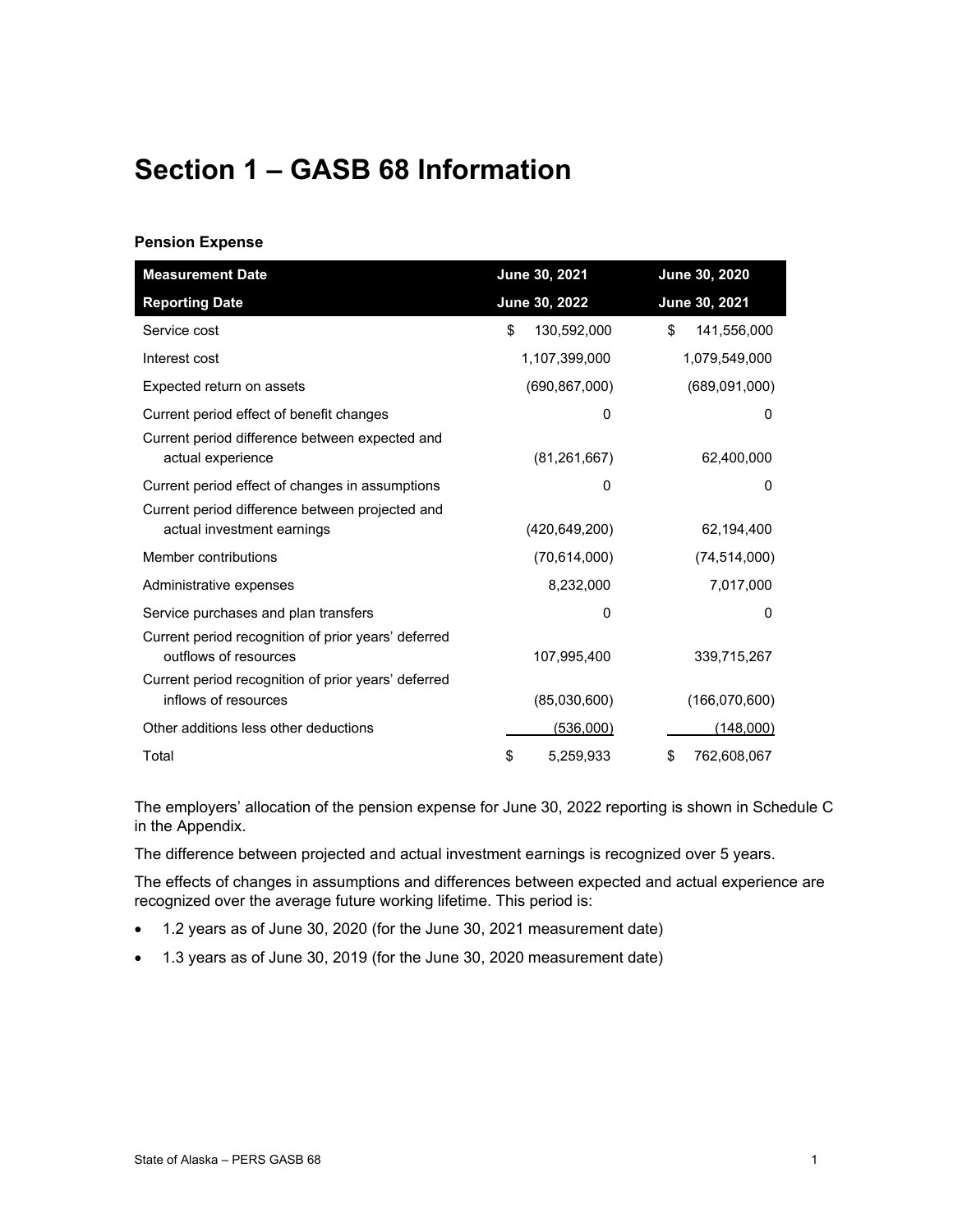# Section 1 – GASB 68 Information

**Pension Expense**

| Measurement Date | June 30, 2021 | June 30, 2020 |
|---|---|---|
| **Reporting Date** | **June 30, 2022** | **June 30, 2021** |
| Service cost | $ 130,592,000 | $ 141,556,000 |
| Interest cost | 1,107,399,000 | 1,079,549,000 |
| Expected return on assets | (690,867,000) | (689,091,000) |
| Current period effect of benefit changes | 0 | 0 |
| Current period difference between expected and actual experience | (81,261,667) | 62,400,000 |
| Current period effect of changes in assumptions | 0 | 0 |
| Current period difference between projected and actual investment earnings | (420,649,200) | 62,194,400 |
| Member contributions | (70,614,000) | (74,514,000) |
| Administrative expenses | 8,232,000 | 7,017,000 |
| Service purchases and plan transfers | 0 | 0 |
| Current period recognition of prior years' deferred outflows of resources | 107,995,400 | 339,715,267 |
| Current period recognition of prior years' deferred inflows of resources | (85,030,600) | (166,070,600) |
| Other additions less other deductions | (536,000) | (148,000) |
| Total | $ 5,259,933 | $ 762,608,067 |

The employers' allocation of the pension expense for June 30, 2022 reporting is shown in Schedule C in the Appendix.

The difference between projected and actual investment earnings is recognized over 5 years.

The effects of changes in assumptions and differences between expected and actual experience are recognized over the average future working lifetime. This period is:

- 1.2 years as of June 30, 2020 (for the June 30, 2021 measurement date)
- 1.3 years as of June 30, 2019 (for the June 30, 2020 measurement date)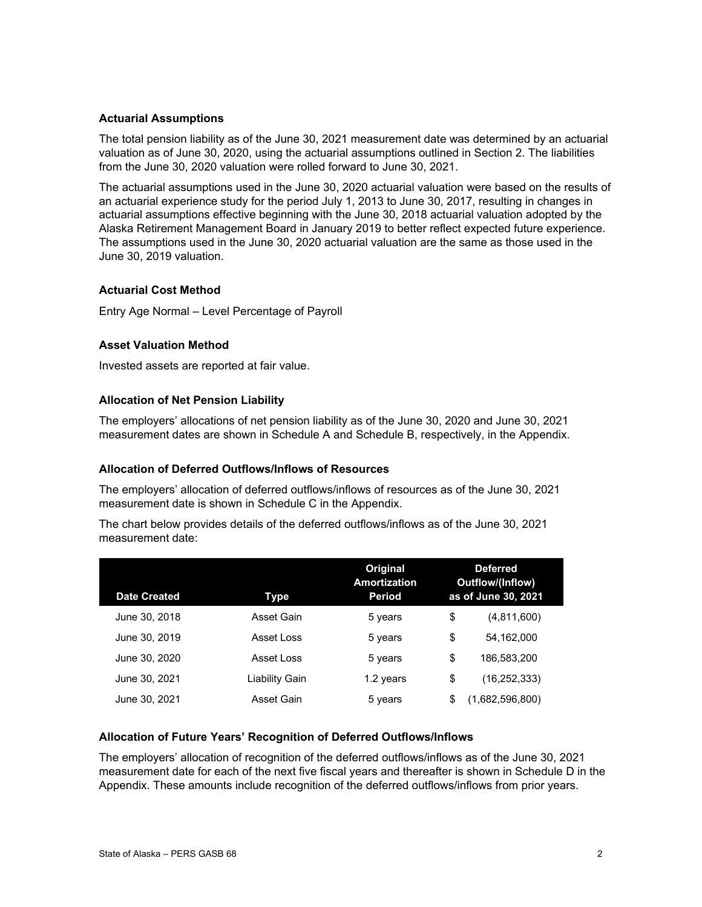### Actuarial Assumptions

The total pension liability as of the June 30, 2021 measurement date was determined by an actuarial valuation as of June 30, 2020, using the actuarial assumptions outlined in Section 2. The liabilities from the June 30, 2020 valuation were rolled forward to June 30, 2021.

The actuarial assumptions used in the June 30, 2020 actuarial valuation were based on the results of an actuarial experience study for the period July 1, 2013 to June 30, 2017, resulting in changes in actuarial assumptions effective beginning with the June 30, 2018 actuarial valuation adopted by the Alaska Retirement Management Board in January 2019 to better reflect expected future experience. The assumptions used in the June 30, 2020 actuarial valuation are the same as those used in the June 30, 2019 valuation.

### Actuarial Cost Method

Entry Age Normal – Level Percentage of Payroll

### Asset Valuation Method

Invested assets are reported at fair value.

### Allocation of Net Pension Liability

The employers' allocations of net pension liability as of the June 30, 2020 and June 30, 2021 measurement dates are shown in Schedule A and Schedule B, respectively, in the Appendix.

### Allocation of Deferred Outflows/Inflows of Resources

The employers' allocation of deferred outflows/inflows of resources as of the June 30, 2021 measurement date is shown in Schedule C in the Appendix.

The chart below provides details of the deferred outflows/inflows as of the June 30, 2021 measurement date:

| Date Created | Type | Original Amortization Period | Deferred Outflow/(Inflow) as of June 30, 2021 |
|---|---|---|---|
| June 30, 2018 | Asset Gain | 5 years | $ (4,811,600) |
| June 30, 2019 | Asset Loss | 5 years | $ 54,162,000 |
| June 30, 2020 | Asset Loss | 5 years | $ 186,583,200 |
| June 30, 2021 | Liability Gain | 1.2 years | $ (16,252,333) |
| June 30, 2021 | Asset Gain | 5 years | $ (1,682,596,800) |

### Allocation of Future Years' Recognition of Deferred Outflows/Inflows

The employers' allocation of recognition of the deferred outflows/inflows as of the June 30, 2021 measurement date for each of the next five fiscal years and thereafter is shown in Schedule D in the Appendix. These amounts include recognition of the deferred outflows/inflows from prior years.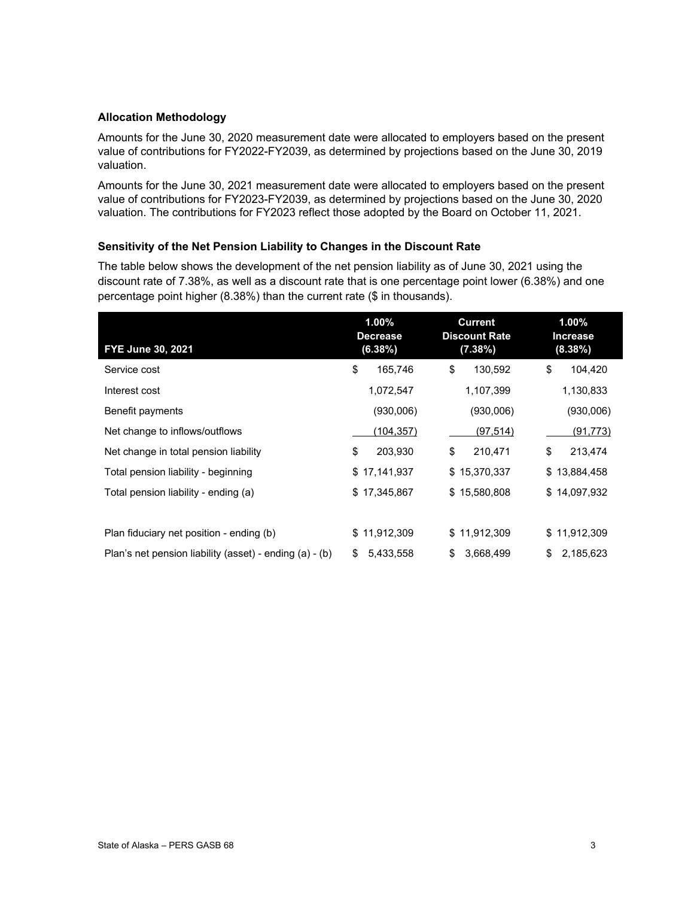### Allocation Methodology

Amounts for the June 30, 2020 measurement date were allocated to employers based on the present value of contributions for FY2022-FY2039, as determined by projections based on the June 30, 2019 valuation.

Amounts for the June 30, 2021 measurement date were allocated to employers based on the present value of contributions for FY2023-FY2039, as determined by projections based on the June 30, 2020 valuation. The contributions for FY2023 reflect those adopted by the Board on October 11, 2021.

### Sensitivity of the Net Pension Liability to Changes in the Discount Rate

The table below shows the development of the net pension liability as of June 30, 2021 using the discount rate of 7.38%, as well as a discount rate that is one percentage point lower (6.38%) and one percentage point higher (8.38%) than the current rate ($ in thousands).

| FYE June 30, 2021 | 1.00% Decrease (6.38%) | Current Discount Rate (7.38%) | 1.00% Increase (8.38%) |
|---|---|---|---|
| Service cost | $ 165,746 | $ 130,592 | $ 104,420 |
| Interest cost | 1,072,547 | 1,107,399 | 1,130,833 |
| Benefit payments | (930,006) | (930,006) | (930,006) |
| Net change to inflows/outflows | (104,357) | (97,514) | (91,773) |
| Net change in total pension liability | $ 203,930 | $ 210,471 | $ 213,474 |
| Total pension liability - beginning | $ 17,141,937 | $ 15,370,337 | $ 13,884,458 |
| Total pension liability - ending (a) | $ 17,345,867 | $ 15,580,808 | $ 14,097,932 |
| | | | |
| Plan fiduciary net position - ending (b) | $ 11,912,309 | $ 11,912,309 | $ 11,912,309 |
| Plan's net pension liability (asset) - ending (a) - (b) | $ 5,433,558 | $ 3,668,499 | $ 2,185,623 |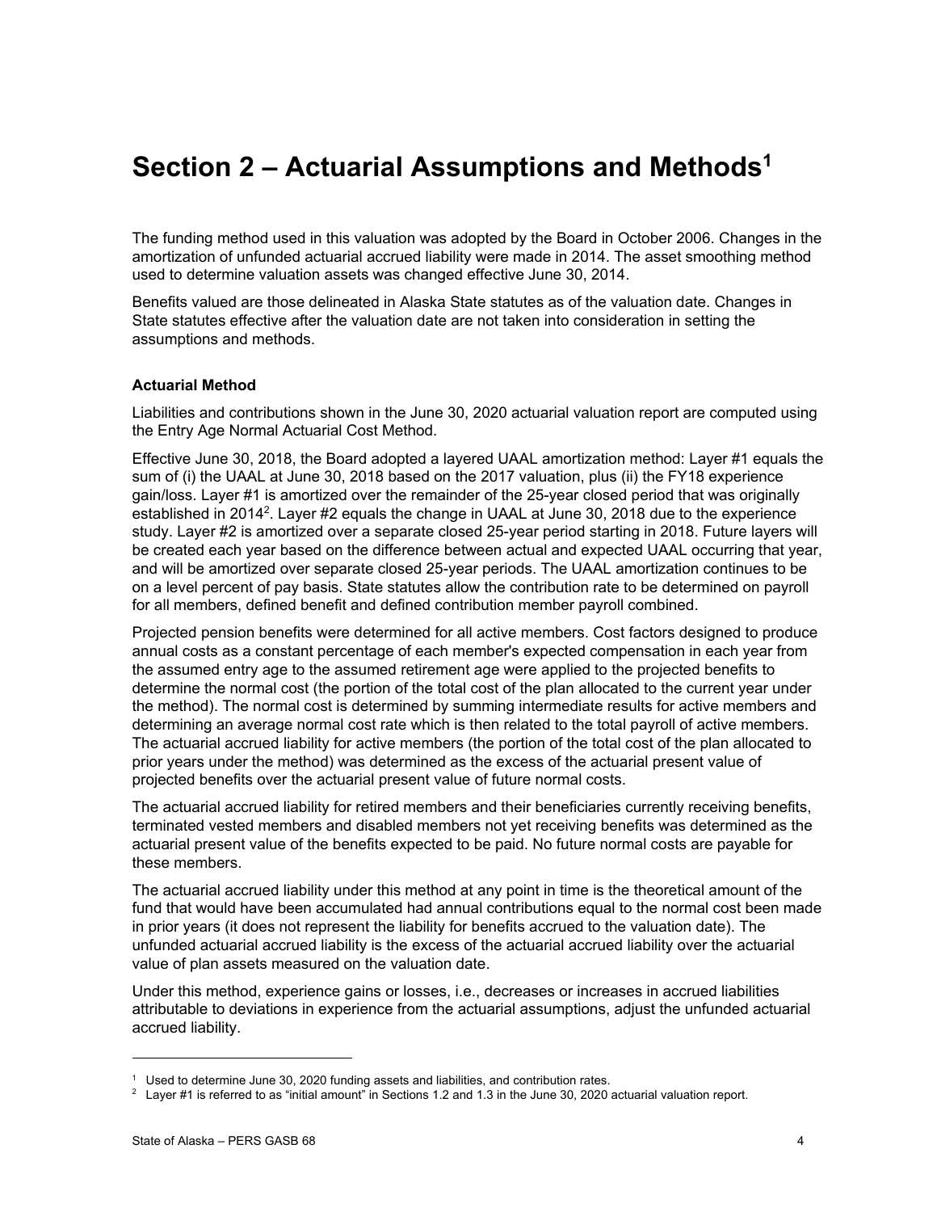# Section 2 – Actuarial Assumptions and Methods[1]

The funding method used in this valuation was adopted by the Board in October 2006. Changes in the amortization of unfunded actuarial accrued liability were made in 2014. The asset smoothing method used to determine valuation assets was changed effective June 30, 2014.

Benefits valued are those delineated in Alaska State statutes as of the valuation date. Changes in State statutes effective after the valuation date are not taken into consideration in setting the assumptions and methods.

**Actuarial Method**

Liabilities and contributions shown in the June 30, 2020 actuarial valuation report are computed using the Entry Age Normal Actuarial Cost Method.

Effective June 30, 2018, the Board adopted a layered UAAL amortization method: Layer #1 equals the sum of (i) the UAAL at June 30, 2018 based on the 2017 valuation, plus (ii) the FY18 experience gain/loss. Layer #1 is amortized over the remainder of the 25-year closed period that was originally established in 2014[2]. Layer #2 equals the change in UAAL at June 30, 2018 due to the experience study. Layer #2 is amortized over a separate closed 25-year period starting in 2018. Future layers will be created each year based on the difference between actual and expected UAAL occurring that year, and will be amortized over separate closed 25-year periods. The UAAL amortization continues to be on a level percent of pay basis. State statutes allow the contribution rate to be determined on payroll for all members, defined benefit and defined contribution member payroll combined.

Projected pension benefits were determined for all active members. Cost factors designed to produce annual costs as a constant percentage of each member's expected compensation in each year from the assumed entry age to the assumed retirement age were applied to the projected benefits to determine the normal cost (the portion of the total cost of the plan allocated to the current year under the method). The normal cost is determined by summing intermediate results for active members and determining an average normal cost rate which is then related to the total payroll of active members. The actuarial accrued liability for active members (the portion of the total cost of the plan allocated to prior years under the method) was determined as the excess of the actuarial present value of projected benefits over the actuarial present value of future normal costs.

The actuarial accrued liability for retired members and their beneficiaries currently receiving benefits, terminated vested members and disabled members not yet receiving benefits was determined as the actuarial present value of the benefits expected to be paid. No future normal costs are payable for these members.

The actuarial accrued liability under this method at any point in time is the theoretical amount of the fund that would have been accumulated had annual contributions equal to the normal cost been made in prior years (it does not represent the liability for benefits accrued to the valuation date). The unfunded actuarial accrued liability is the excess of the actuarial accrued liability over the actuarial value of plan assets measured on the valuation date.

Under this method, experience gains or losses, i.e., decreases or increases in accrued liabilities attributable to deviations in experience from the actuarial assumptions, adjust the unfunded actuarial accrued liability.

---

[1] Used to determine June 30, 2020 funding assets and liabilities, and contribution rates.

[2] Layer #1 is referred to as "initial amount" in Sections 1.2 and 1.3 in the June 30, 2020 actuarial valuation report.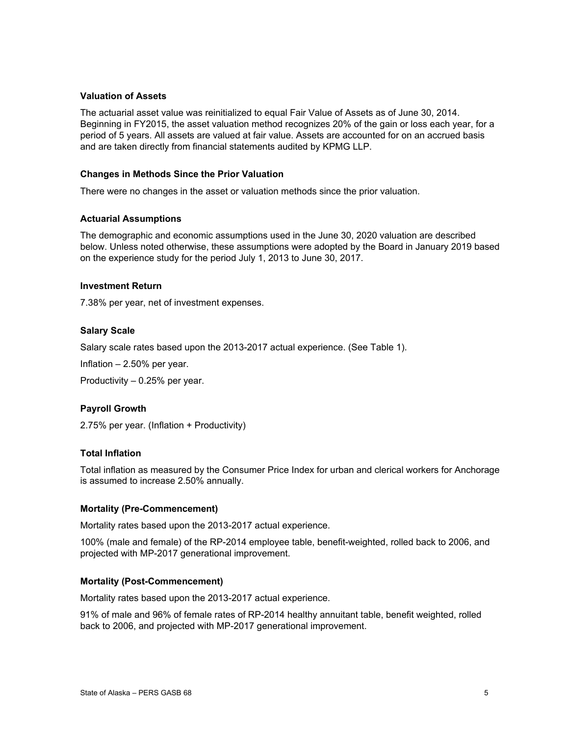### Valuation of Assets

The actuarial asset value was reinitialized to equal Fair Value of Assets as of June 30, 2014. Beginning in FY2015, the asset valuation method recognizes 20% of the gain or loss each year, for a period of 5 years. All assets are valued at fair value. Assets are accounted for on an accrued basis and are taken directly from financial statements audited by KPMG LLP.

### Changes in Methods Since the Prior Valuation

There were no changes in the asset or valuation methods since the prior valuation.

### Actuarial Assumptions

The demographic and economic assumptions used in the June 30, 2020 valuation are described below. Unless noted otherwise, these assumptions were adopted by the Board in January 2019 based on the experience study for the period July 1, 2013 to June 30, 2017.

### Investment Return

7.38% per year, net of investment expenses.

### Salary Scale

Salary scale rates based upon the 2013-2017 actual experience. (See Table 1).

Inflation – 2.50% per year.

Productivity – 0.25% per year.

### Payroll Growth

2.75% per year. (Inflation + Productivity)

### Total Inflation

Total inflation as measured by the Consumer Price Index for urban and clerical workers for Anchorage is assumed to increase 2.50% annually.

### Mortality (Pre-Commencement)

Mortality rates based upon the 2013-2017 actual experience.

100% (male and female) of the RP-2014 employee table, benefit-weighted, rolled back to 2006, and projected with MP-2017 generational improvement.

### Mortality (Post-Commencement)

Mortality rates based upon the 2013-2017 actual experience.

91% of male and 96% of female rates of RP-2014 healthy annuitant table, benefit weighted, rolled back to 2006, and projected with MP-2017 generational improvement.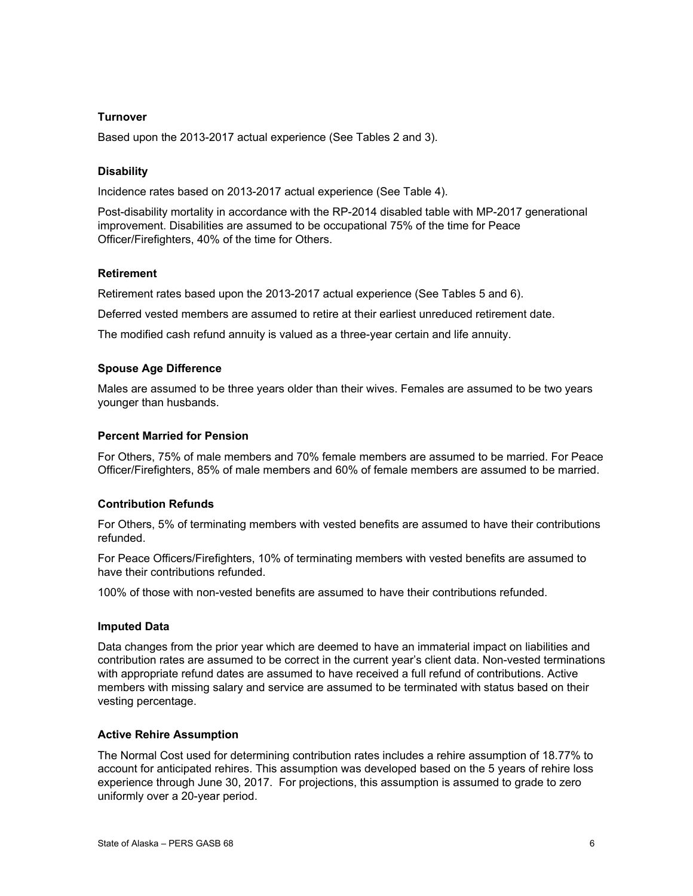### Turnover

Based upon the 2013-2017 actual experience (See Tables 2 and 3).

### Disability

Incidence rates based on 2013-2017 actual experience (See Table 4).

Post-disability mortality in accordance with the RP-2014 disabled table with MP-2017 generational improvement. Disabilities are assumed to be occupational 75% of the time for Peace Officer/Firefighters, 40% of the time for Others.

### Retirement

Retirement rates based upon the 2013-2017 actual experience (See Tables 5 and 6).

Deferred vested members are assumed to retire at their earliest unreduced retirement date.

The modified cash refund annuity is valued as a three-year certain and life annuity.

### Spouse Age Difference

Males are assumed to be three years older than their wives. Females are assumed to be two years younger than husbands.

### Percent Married for Pension

For Others, 75% of male members and 70% female members are assumed to be married. For Peace Officer/Firefighters, 85% of male members and 60% of female members are assumed to be married.

### Contribution Refunds

For Others, 5% of terminating members with vested benefits are assumed to have their contributions refunded.

For Peace Officers/Firefighters, 10% of terminating members with vested benefits are assumed to have their contributions refunded.

100% of those with non-vested benefits are assumed to have their contributions refunded.

### Imputed Data

Data changes from the prior year which are deemed to have an immaterial impact on liabilities and contribution rates are assumed to be correct in the current year's client data. Non-vested terminations with appropriate refund dates are assumed to have received a full refund of contributions. Active members with missing salary and service are assumed to be terminated with status based on their vesting percentage.

### Active Rehire Assumption

The Normal Cost used for determining contribution rates includes a rehire assumption of 18.77% to account for anticipated rehires. This assumption was developed based on the 5 years of rehire loss experience through June 30, 2017. For projections, this assumption is assumed to grade to zero uniformly over a 20-year period.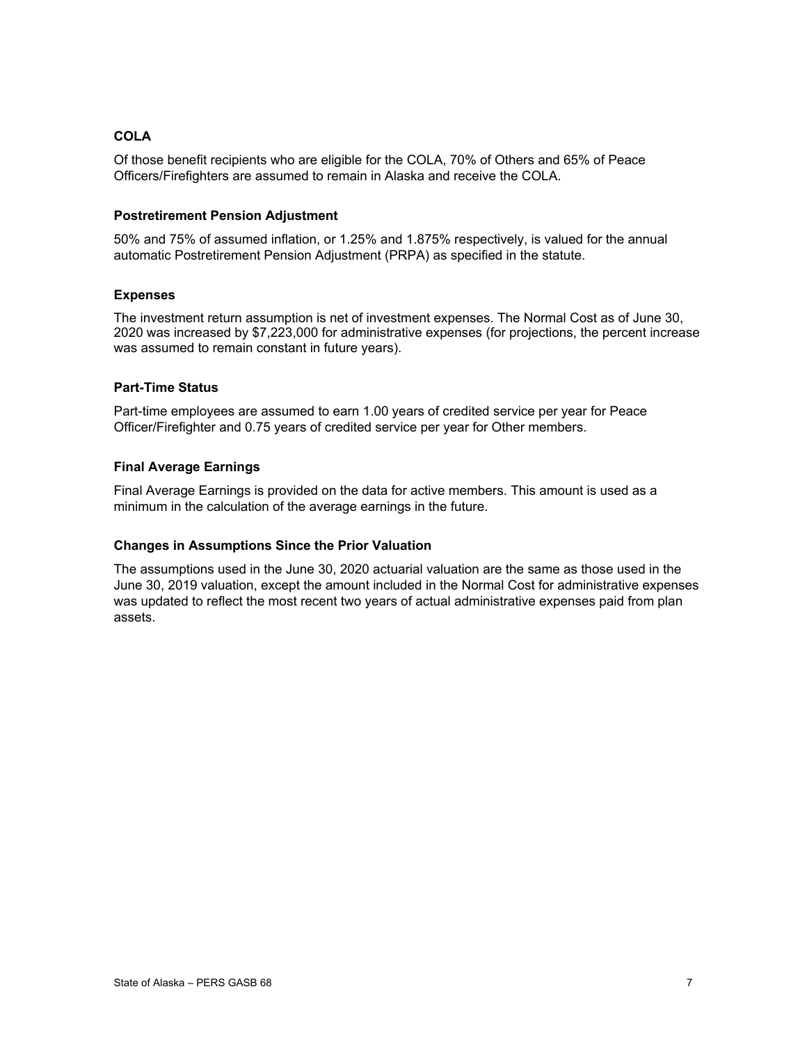### COLA

Of those benefit recipients who are eligible for the COLA, 70% of Others and 65% of Peace Officers/Firefighters are assumed to remain in Alaska and receive the COLA.

### Postretirement Pension Adjustment

50% and 75% of assumed inflation, or 1.25% and 1.875% respectively, is valued for the annual automatic Postretirement Pension Adjustment (PRPA) as specified in the statute.

### Expenses

The investment return assumption is net of investment expenses. The Normal Cost as of June 30, 2020 was increased by $7,223,000 for administrative expenses (for projections, the percent increase was assumed to remain constant in future years).

### Part-Time Status

Part-time employees are assumed to earn 1.00 years of credited service per year for Peace Officer/Firefighter and 0.75 years of credited service per year for Other members.

### Final Average Earnings

Final Average Earnings is provided on the data for active members. This amount is used as a minimum in the calculation of the average earnings in the future.

### Changes in Assumptions Since the Prior Valuation

The assumptions used in the June 30, 2020 actuarial valuation are the same as those used in the June 30, 2019 valuation, except the amount included in the Normal Cost for administrative expenses was updated to reflect the most recent two years of actual administrative expenses paid from plan assets.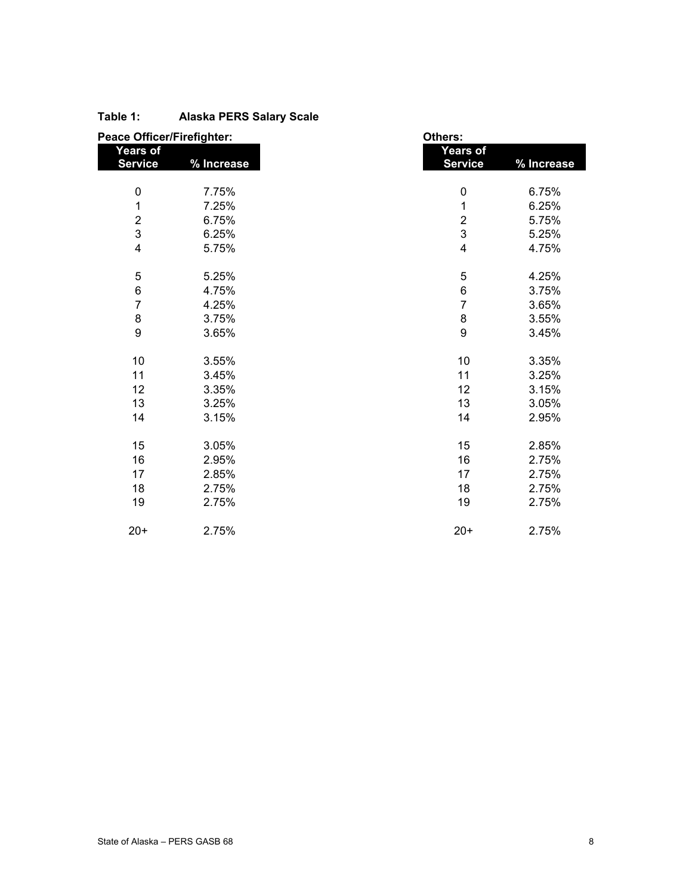**Table 1: Alaska PERS Salary Scale**

**Peace Officer/Firefighter:**

| Years of Service | % Increase |
|---|---|
| 0 | 7.75% |
| 1 | 7.25% |
| 2 | 6.75% |
| 3 | 6.25% |
| 4 | 5.75% |
| 5 | 5.25% |
| 6 | 4.75% |
| 7 | 4.25% |
| 8 | 3.75% |
| 9 | 3.65% |
| 10 | 3.55% |
| 11 | 3.45% |
| 12 | 3.35% |
| 13 | 3.25% |
| 14 | 3.15% |
| 15 | 3.05% |
| 16 | 2.95% |
| 17 | 2.85% |
| 18 | 2.75% |
| 19 | 2.75% |
| 20+ | 2.75% |

**Others:**

| Years of Service | % Increase |
|---|---|
| 0 | 6.75% |
| 1 | 6.25% |
| 2 | 5.75% |
| 3 | 5.25% |
| 4 | 4.75% |
| 5 | 4.25% |
| 6 | 3.75% |
| 7 | 3.65% |
| 8 | 3.55% |
| 9 | 3.45% |
| 10 | 3.35% |
| 11 | 3.25% |
| 12 | 3.15% |
| 13 | 3.05% |
| 14 | 2.95% |
| 15 | 2.85% |
| 16 | 2.75% |
| 17 | 2.75% |
| 18 | 2.75% |
| 19 | 2.75% |
| 20+ | 2.75% |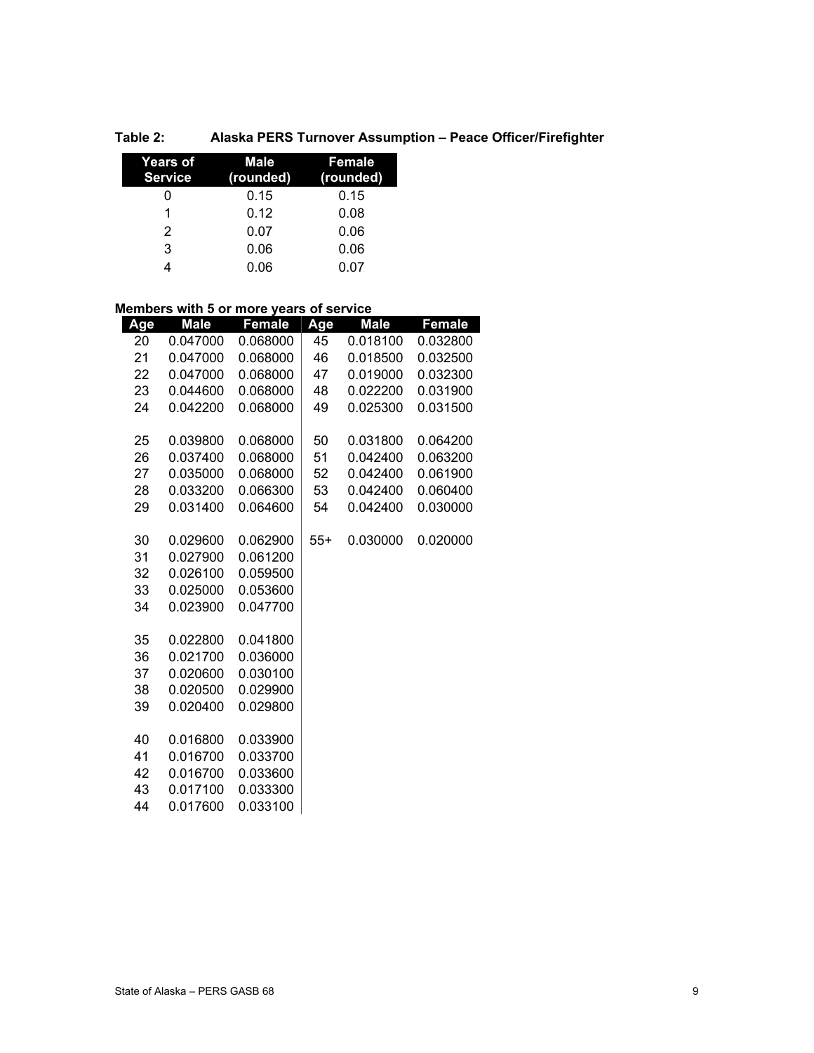**Table 2: Alaska PERS Turnover Assumption – Peace Officer/Firefighter**

| Years of Service | Male (rounded) | Female (rounded) |
|---|---|---|
| 0 | 0.15 | 0.15 |
| 1 | 0.12 | 0.08 |
| 2 | 0.07 | 0.06 |
| 3 | 0.06 | 0.06 |
| 4 | 0.06 | 0.07 |

**Members with 5 or more years of service**

| Age | Male | Female | Age | Male | Female |
|---|---|---|---|---|---|
| 20 | 0.047000 | 0.068000 | 45 | 0.018100 | 0.032800 |
| 21 | 0.047000 | 0.068000 | 46 | 0.018500 | 0.032500 |
| 22 | 0.047000 | 0.068000 | 47 | 0.019000 | 0.032300 |
| 23 | 0.044600 | 0.068000 | 48 | 0.022200 | 0.031900 |
| 24 | 0.042200 | 0.068000 | 49 | 0.025300 | 0.031500 |
| 25 | 0.039800 | 0.068000 | 50 | 0.031800 | 0.064200 |
| 26 | 0.037400 | 0.068000 | 51 | 0.042400 | 0.063200 |
| 27 | 0.035000 | 0.068000 | 52 | 0.042400 | 0.061900 |
| 28 | 0.033200 | 0.066300 | 53 | 0.042400 | 0.060400 |
| 29 | 0.031400 | 0.064600 | 54 | 0.042400 | 0.030000 |
| 30 | 0.029600 | 0.062900 | 55+ | 0.030000 | 0.020000 |
| 31 | 0.027900 | 0.061200 | | | |
| 32 | 0.026100 | 0.059500 | | | |
| 33 | 0.025000 | 0.053600 | | | |
| 34 | 0.023900 | 0.047700 | | | |
| 35 | 0.022800 | 0.041800 | | | |
| 36 | 0.021700 | 0.036000 | | | |
| 37 | 0.020600 | 0.030100 | | | |
| 38 | 0.020500 | 0.029900 | | | |
| 39 | 0.020400 | 0.029800 | | | |
| 40 | 0.016800 | 0.033900 | | | |
| 41 | 0.016700 | 0.033700 | | | |
| 42 | 0.016700 | 0.033600 | | | |
| 43 | 0.017100 | 0.033300 | | | |
| 44 | 0.017600 | 0.033100 | | | |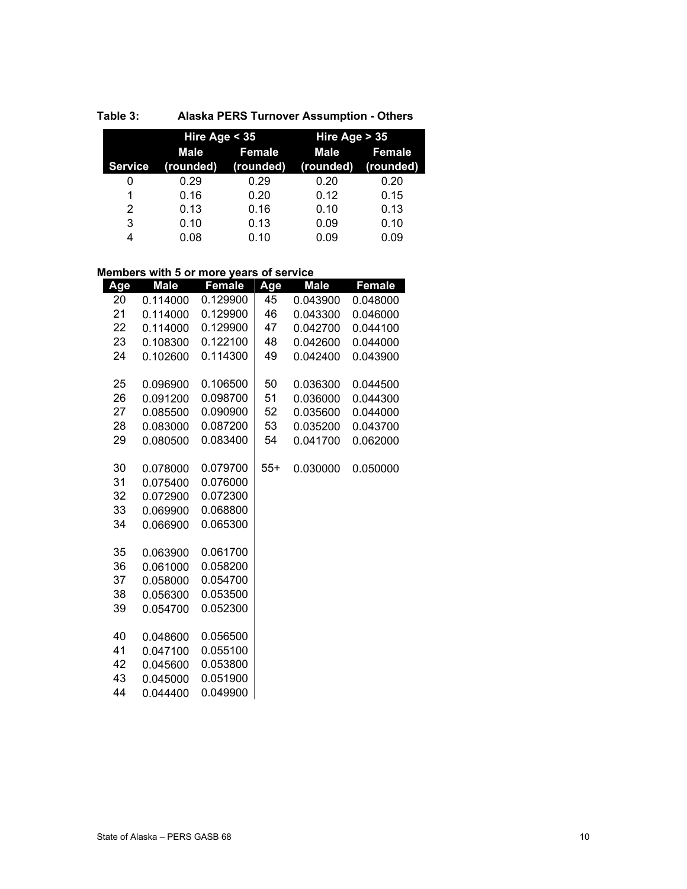**Table 3: Alaska PERS Turnover Assumption - Others**

| | Hire Age < 35 | | Hire Age > 35 | |
|---|---|---|---|---|
| **Service** | **Male (rounded)** | **Female (rounded)** | **Male (rounded)** | **Female (rounded)** |
| 0 | 0.29 | 0.29 | 0.20 | 0.20 |
| 1 | 0.16 | 0.20 | 0.12 | 0.15 |
| 2 | 0.13 | 0.16 | 0.10 | 0.13 |
| 3 | 0.10 | 0.13 | 0.09 | 0.10 |
| 4 | 0.08 | 0.10 | 0.09 | 0.09 |

**Members with 5 or more years of service**

| Age | Male | Female | Age | Male | Female |
|---|---|---|---|---|---|
| 20 | 0.114000 | 0.129900 | 45 | 0.043900 | 0.048000 |
| 21 | 0.114000 | 0.129900 | 46 | 0.043300 | 0.046000 |
| 22 | 0.114000 | 0.129900 | 47 | 0.042700 | 0.044100 |
| 23 | 0.108300 | 0.122100 | 48 | 0.042600 | 0.044000 |
| 24 | 0.102600 | 0.114300 | 49 | 0.042400 | 0.043900 |
| 25 | 0.096900 | 0.106500 | 50 | 0.036300 | 0.044500 |
| 26 | 0.091200 | 0.098700 | 51 | 0.036000 | 0.044300 |
| 27 | 0.085500 | 0.090900 | 52 | 0.035600 | 0.044000 |
| 28 | 0.083000 | 0.087200 | 53 | 0.035200 | 0.043700 |
| 29 | 0.080500 | 0.083400 | 54 | 0.041700 | 0.062000 |
| 30 | 0.078000 | 0.079700 | 55+ | 0.030000 | 0.050000 |
| 31 | 0.075400 | 0.076000 | | | |
| 32 | 0.072900 | 0.072300 | | | |
| 33 | 0.069900 | 0.068800 | | | |
| 34 | 0.066900 | 0.065300 | | | |
| 35 | 0.063900 | 0.061700 | | | |
| 36 | 0.061000 | 0.058200 | | | |
| 37 | 0.058000 | 0.054700 | | | |
| 38 | 0.056300 | 0.053500 | | | |
| 39 | 0.054700 | 0.052300 | | | |
| 40 | 0.048600 | 0.056500 | | | |
| 41 | 0.047100 | 0.055100 | | | |
| 42 | 0.045600 | 0.053800 | | | |
| 43 | 0.045000 | 0.051900 | | | |
| 44 | 0.044400 | 0.049900 | | | |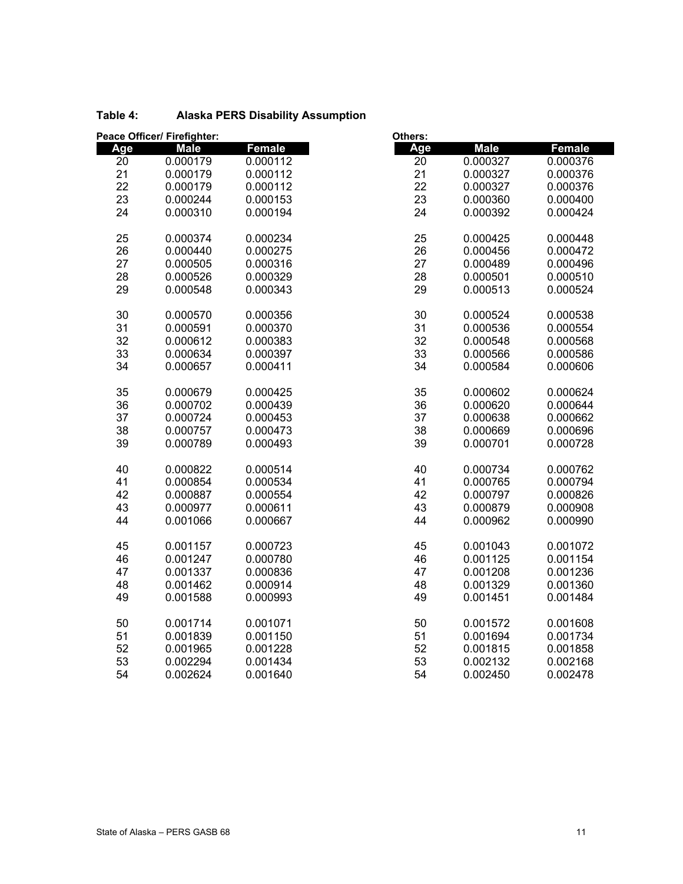**Table 4: Alaska PERS Disability Assumption**

**Peace Officer/ Firefighter:**

| Age | Male | Female |
|---|---|---|
| 20 | 0.000179 | 0.000112 |
| 21 | 0.000179 | 0.000112 |
| 22 | 0.000179 | 0.000112 |
| 23 | 0.000244 | 0.000153 |
| 24 | 0.000310 | 0.000194 |
| 25 | 0.000374 | 0.000234 |
| 26 | 0.000440 | 0.000275 |
| 27 | 0.000505 | 0.000316 |
| 28 | 0.000526 | 0.000329 |
| 29 | 0.000548 | 0.000343 |
| 30 | 0.000570 | 0.000356 |
| 31 | 0.000591 | 0.000370 |
| 32 | 0.000612 | 0.000383 |
| 33 | 0.000634 | 0.000397 |
| 34 | 0.000657 | 0.000411 |
| 35 | 0.000679 | 0.000425 |
| 36 | 0.000702 | 0.000439 |
| 37 | 0.000724 | 0.000453 |
| 38 | 0.000757 | 0.000473 |
| 39 | 0.000789 | 0.000493 |
| 40 | 0.000822 | 0.000514 |
| 41 | 0.000854 | 0.000534 |
| 42 | 0.000887 | 0.000554 |
| 43 | 0.000977 | 0.000611 |
| 44 | 0.001066 | 0.000667 |
| 45 | 0.001157 | 0.000723 |
| 46 | 0.001247 | 0.000780 |
| 47 | 0.001337 | 0.000836 |
| 48 | 0.001462 | 0.000914 |
| 49 | 0.001588 | 0.000993 |
| 50 | 0.001714 | 0.001071 |
| 51 | 0.001839 | 0.001150 |
| 52 | 0.001965 | 0.001228 |
| 53 | 0.002294 | 0.001434 |
| 54 | 0.002624 | 0.001640 |

**Others:**

| Age | Male | Female |
|---|---|---|
| 20 | 0.000327 | 0.000376 |
| 21 | 0.000327 | 0.000376 |
| 22 | 0.000327 | 0.000376 |
| 23 | 0.000360 | 0.000400 |
| 24 | 0.000392 | 0.000424 |
| 25 | 0.000425 | 0.000448 |
| 26 | 0.000456 | 0.000472 |
| 27 | 0.000489 | 0.000496 |
| 28 | 0.000501 | 0.000510 |
| 29 | 0.000513 | 0.000524 |
| 30 | 0.000524 | 0.000538 |
| 31 | 0.000536 | 0.000554 |
| 32 | 0.000548 | 0.000568 |
| 33 | 0.000566 | 0.000586 |
| 34 | 0.000584 | 0.000606 |
| 35 | 0.000602 | 0.000624 |
| 36 | 0.000620 | 0.000644 |
| 37 | 0.000638 | 0.000662 |
| 38 | 0.000669 | 0.000696 |
| 39 | 0.000701 | 0.000728 |
| 40 | 0.000734 | 0.000762 |
| 41 | 0.000765 | 0.000794 |
| 42 | 0.000797 | 0.000826 |
| 43 | 0.000879 | 0.000908 |
| 44 | 0.000962 | 0.000990 |
| 45 | 0.001043 | 0.001072 |
| 46 | 0.001125 | 0.001154 |
| 47 | 0.001208 | 0.001236 |
| 48 | 0.001329 | 0.001360 |
| 49 | 0.001451 | 0.001484 |
| 50 | 0.001572 | 0.001608 |
| 51 | 0.001694 | 0.001734 |
| 52 | 0.001815 | 0.001858 |
| 53 | 0.002132 | 0.002168 |
| 54 | 0.002450 | 0.002478 |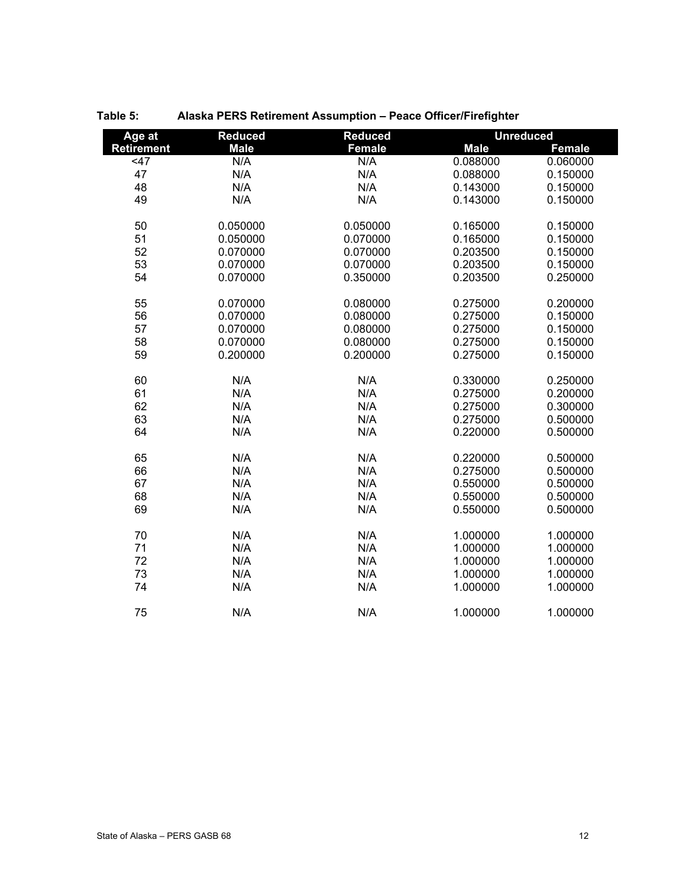**Table 5: Alaska PERS Retirement Assumption – Peace Officer/Firefighter**

| Age at Retirement | Reduced Male | Reduced Female | Unreduced | |
|---|---|---|---|---|
| | | | Male | Female |
| <47 | N/A | N/A | 0.088000 | 0.060000 |
| 47 | N/A | N/A | 0.088000 | 0.150000 |
| 48 | N/A | N/A | 0.143000 | 0.150000 |
| 49 | N/A | N/A | 0.143000 | 0.150000 |
| 50 | 0.050000 | 0.050000 | 0.165000 | 0.150000 |
| 51 | 0.050000 | 0.070000 | 0.165000 | 0.150000 |
| 52 | 0.070000 | 0.070000 | 0.203500 | 0.150000 |
| 53 | 0.070000 | 0.070000 | 0.203500 | 0.150000 |
| 54 | 0.070000 | 0.350000 | 0.203500 | 0.250000 |
| 55 | 0.070000 | 0.080000 | 0.275000 | 0.200000 |
| 56 | 0.070000 | 0.080000 | 0.275000 | 0.150000 |
| 57 | 0.070000 | 0.080000 | 0.275000 | 0.150000 |
| 58 | 0.070000 | 0.080000 | 0.275000 | 0.150000 |
| 59 | 0.200000 | 0.200000 | 0.275000 | 0.150000 |
| 60 | N/A | N/A | 0.330000 | 0.250000 |
| 61 | N/A | N/A | 0.275000 | 0.200000 |
| 62 | N/A | N/A | 0.275000 | 0.300000 |
| 63 | N/A | N/A | 0.275000 | 0.500000 |
| 64 | N/A | N/A | 0.220000 | 0.500000 |
| 65 | N/A | N/A | 0.220000 | 0.500000 |
| 66 | N/A | N/A | 0.275000 | 0.500000 |
| 67 | N/A | N/A | 0.550000 | 0.500000 |
| 68 | N/A | N/A | 0.550000 | 0.500000 |
| 69 | N/A | N/A | 0.550000 | 0.500000 |
| 70 | N/A | N/A | 1.000000 | 1.000000 |
| 71 | N/A | N/A | 1.000000 | 1.000000 |
| 72 | N/A | N/A | 1.000000 | 1.000000 |
| 73 | N/A | N/A | 1.000000 | 1.000000 |
| 74 | N/A | N/A | 1.000000 | 1.000000 |
| 75 | N/A | N/A | 1.000000 | 1.000000 |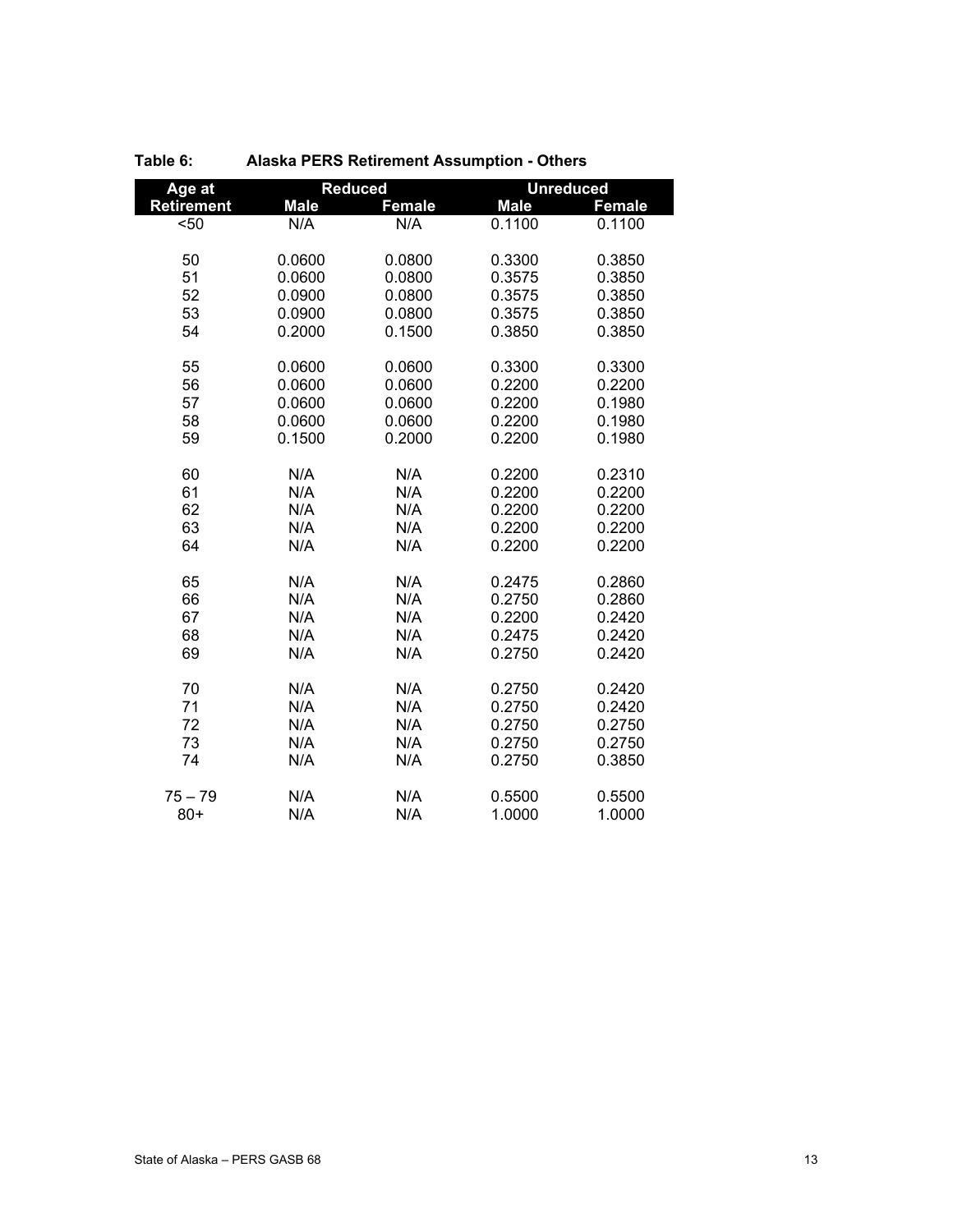**Table 6: Alaska PERS Retirement Assumption - Others**

| Age at Retirement | Reduced | | Unreduced | |
|---|---|---|---|---|
| | Male | Female | Male | Female |
| <50 | N/A | N/A | 0.1100 | 0.1100 |
| 50 | 0.0600 | 0.0800 | 0.3300 | 0.3850 |
| 51 | 0.0600 | 0.0800 | 0.3575 | 0.3850 |
| 52 | 0.0900 | 0.0800 | 0.3575 | 0.3850 |
| 53 | 0.0900 | 0.0800 | 0.3575 | 0.3850 |
| 54 | 0.2000 | 0.1500 | 0.3850 | 0.3850 |
| 55 | 0.0600 | 0.0600 | 0.3300 | 0.3300 |
| 56 | 0.0600 | 0.0600 | 0.2200 | 0.2200 |
| 57 | 0.0600 | 0.0600 | 0.2200 | 0.1980 |
| 58 | 0.0600 | 0.0600 | 0.2200 | 0.1980 |
| 59 | 0.1500 | 0.2000 | 0.2200 | 0.1980 |
| 60 | N/A | N/A | 0.2200 | 0.2310 |
| 61 | N/A | N/A | 0.2200 | 0.2200 |
| 62 | N/A | N/A | 0.2200 | 0.2200 |
| 63 | N/A | N/A | 0.2200 | 0.2200 |
| 64 | N/A | N/A | 0.2200 | 0.2200 |
| 65 | N/A | N/A | 0.2475 | 0.2860 |
| 66 | N/A | N/A | 0.2750 | 0.2860 |
| 67 | N/A | N/A | 0.2200 | 0.2420 |
| 68 | N/A | N/A | 0.2475 | 0.2420 |
| 69 | N/A | N/A | 0.2750 | 0.2420 |
| 70 | N/A | N/A | 0.2750 | 0.2420 |
| 71 | N/A | N/A | 0.2750 | 0.2420 |
| 72 | N/A | N/A | 0.2750 | 0.2750 |
| 73 | N/A | N/A | 0.2750 | 0.2750 |
| 74 | N/A | N/A | 0.2750 | 0.3850 |
| 75 – 79 | N/A | N/A | 0.5500 | 0.5500 |
| 80+ | N/A | N/A | 1.0000 | 1.0000 |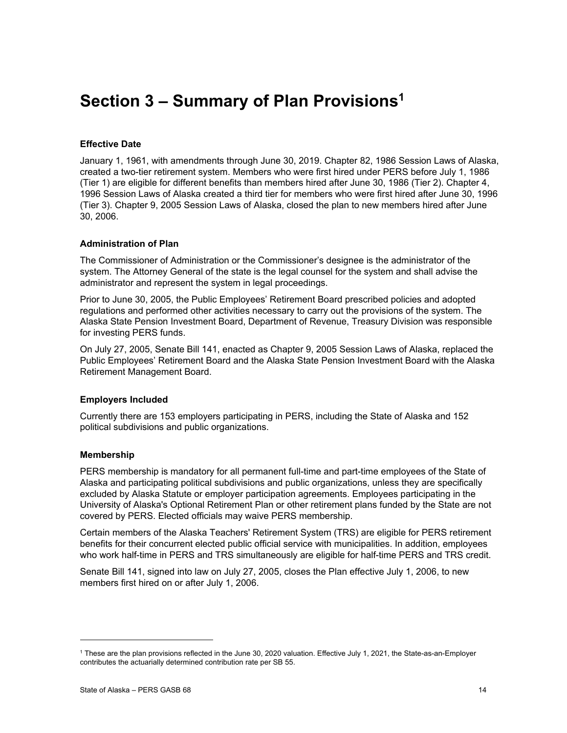# Section 3 – Summary of Plan Provisions[1]

### Effective Date

January 1, 1961, with amendments through June 30, 2019. Chapter 82, 1986 Session Laws of Alaska, created a two-tier retirement system. Members who were first hired under PERS before July 1, 1986 (Tier 1) are eligible for different benefits than members hired after June 30, 1986 (Tier 2). Chapter 4, 1996 Session Laws of Alaska created a third tier for members who were first hired after June 30, 1996 (Tier 3). Chapter 9, 2005 Session Laws of Alaska, closed the plan to new members hired after June 30, 2006.

### Administration of Plan

The Commissioner of Administration or the Commissioner's designee is the administrator of the system. The Attorney General of the state is the legal counsel for the system and shall advise the administrator and represent the system in legal proceedings.

Prior to June 30, 2005, the Public Employees' Retirement Board prescribed policies and adopted regulations and performed other activities necessary to carry out the provisions of the system. The Alaska State Pension Investment Board, Department of Revenue, Treasury Division was responsible for investing PERS funds.

On July 27, 2005, Senate Bill 141, enacted as Chapter 9, 2005 Session Laws of Alaska, replaced the Public Employees' Retirement Board and the Alaska State Pension Investment Board with the Alaska Retirement Management Board.

### Employers Included

Currently there are 153 employers participating in PERS, including the State of Alaska and 152 political subdivisions and public organizations.

### Membership

PERS membership is mandatory for all permanent full-time and part-time employees of the State of Alaska and participating political subdivisions and public organizations, unless they are specifically excluded by Alaska Statute or employer participation agreements. Employees participating in the University of Alaska's Optional Retirement Plan or other retirement plans funded by the State are not covered by PERS. Elected officials may waive PERS membership.

Certain members of the Alaska Teachers' Retirement System (TRS) are eligible for PERS retirement benefits for their concurrent elected public official service with municipalities. In addition, employees who work half-time in PERS and TRS simultaneously are eligible for half-time PERS and TRS credit.

Senate Bill 141, signed into law on July 27, 2005, closes the Plan effective July 1, 2006, to new members first hired on or after July 1, 2006.

---

[1] These are the plan provisions reflected in the June 30, 2020 valuation. Effective July 1, 2021, the State-as-an-Employer contributes the actuarially determined contribution rate per SB 55.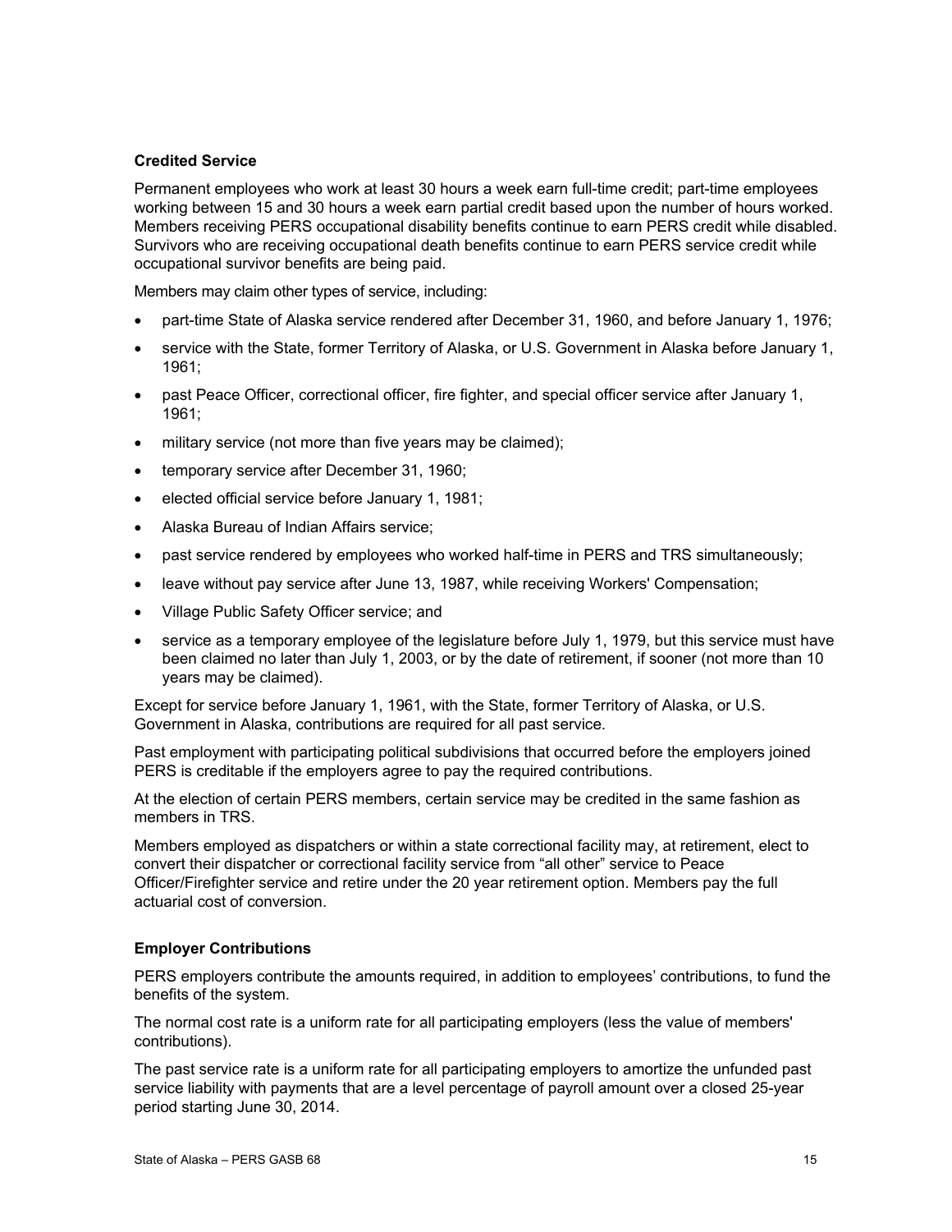### Credited Service

Permanent employees who work at least 30 hours a week earn full-time credit; part-time employees working between 15 and 30 hours a week earn partial credit based upon the number of hours worked. Members receiving PERS occupational disability benefits continue to earn PERS credit while disabled. Survivors who are receiving occupational death benefits continue to earn PERS service credit while occupational survivor benefits are being paid.

Members may claim other types of service, including:

- part-time State of Alaska service rendered after December 31, 1960, and before January 1, 1976;
- service with the State, former Territory of Alaska, or U.S. Government in Alaska before January 1, 1961;
- past Peace Officer, correctional officer, fire fighter, and special officer service after January 1, 1961;
- military service (not more than five years may be claimed);
- temporary service after December 31, 1960;
- elected official service before January 1, 1981;
- Alaska Bureau of Indian Affairs service;
- past service rendered by employees who worked half-time in PERS and TRS simultaneously;
- leave without pay service after June 13, 1987, while receiving Workers' Compensation;
- Village Public Safety Officer service; and
- service as a temporary employee of the legislature before July 1, 1979, but this service must have been claimed no later than July 1, 2003, or by the date of retirement, if sooner (not more than 10 years may be claimed).

Except for service before January 1, 1961, with the State, former Territory of Alaska, or U.S. Government in Alaska, contributions are required for all past service.

Past employment with participating political subdivisions that occurred before the employers joined PERS is creditable if the employers agree to pay the required contributions.

At the election of certain PERS members, certain service may be credited in the same fashion as members in TRS.

Members employed as dispatchers or within a state correctional facility may, at retirement, elect to convert their dispatcher or correctional facility service from "all other" service to Peace Officer/Firefighter service and retire under the 20 year retirement option. Members pay the full actuarial cost of conversion.

### Employer Contributions

PERS employers contribute the amounts required, in addition to employees' contributions, to fund the benefits of the system.

The normal cost rate is a uniform rate for all participating employers (less the value of members' contributions).

The past service rate is a uniform rate for all participating employers to amortize the unfunded past service liability with payments that are a level percentage of payroll amount over a closed 25-year period starting June 30, 2014.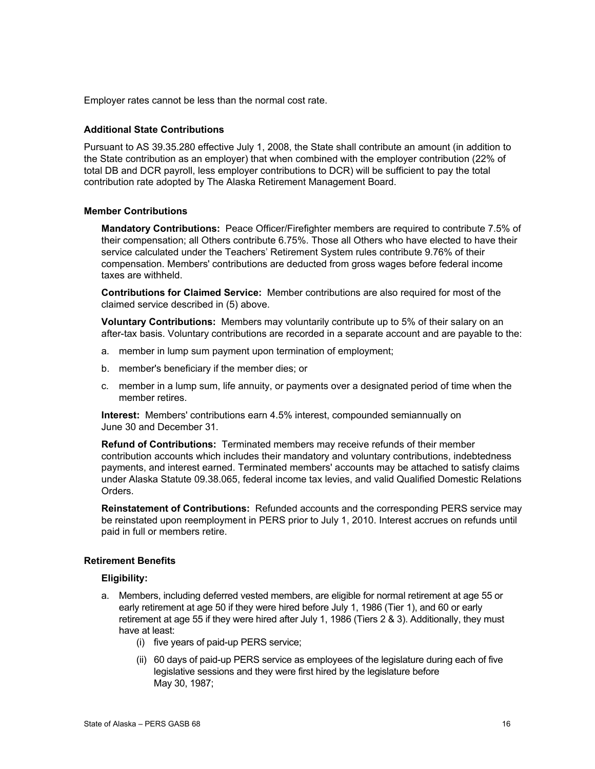Employer rates cannot be less than the normal cost rate.

### Additional State Contributions

Pursuant to AS 39.35.280 effective July 1, 2008, the State shall contribute an amount (in addition to the State contribution as an employer) that when combined with the employer contribution (22% of total DB and DCR payroll, less employer contributions to DCR) will be sufficient to pay the total contribution rate adopted by The Alaska Retirement Management Board.

### Member Contributions

**Mandatory Contributions:** Peace Officer/Firefighter members are required to contribute 7.5% of their compensation; all Others contribute 6.75%. Those all Others who have elected to have their service calculated under the Teachers' Retirement System rules contribute 9.76% of their compensation. Members' contributions are deducted from gross wages before federal income taxes are withheld.

**Contributions for Claimed Service:** Member contributions are also required for most of the claimed service described in (5) above.

**Voluntary Contributions:** Members may voluntarily contribute up to 5% of their salary on an after-tax basis. Voluntary contributions are recorded in a separate account and are payable to the:

a. member in lump sum payment upon termination of employment;

b. member's beneficiary if the member dies; or

c. member in a lump sum, life annuity, or payments over a designated period of time when the member retires.

**Interest:** Members' contributions earn 4.5% interest, compounded semiannually on June 30 and December 31.

**Refund of Contributions:** Terminated members may receive refunds of their member contribution accounts which includes their mandatory and voluntary contributions, indebtedness payments, and interest earned. Terminated members' accounts may be attached to satisfy claims under Alaska Statute 09.38.065, federal income tax levies, and valid Qualified Domestic Relations Orders.

**Reinstatement of Contributions:** Refunded accounts and the corresponding PERS service may be reinstated upon reemployment in PERS prior to July 1, 2010. Interest accrues on refunds until paid in full or members retire.

### Retirement Benefits

**Eligibility:**

a. Members, including deferred vested members, are eligible for normal retirement at age 55 or early retirement at age 50 if they were hired before July 1, 1986 (Tier 1), and 60 or early retirement at age 55 if they were hired after July 1, 1986 (Tiers 2 & 3). Additionally, they must have at least:

   (i) five years of paid-up PERS service;

   (ii) 60 days of paid-up PERS service as employees of the legislature during each of five legislative sessions and they were first hired by the legislature before May 30, 1987;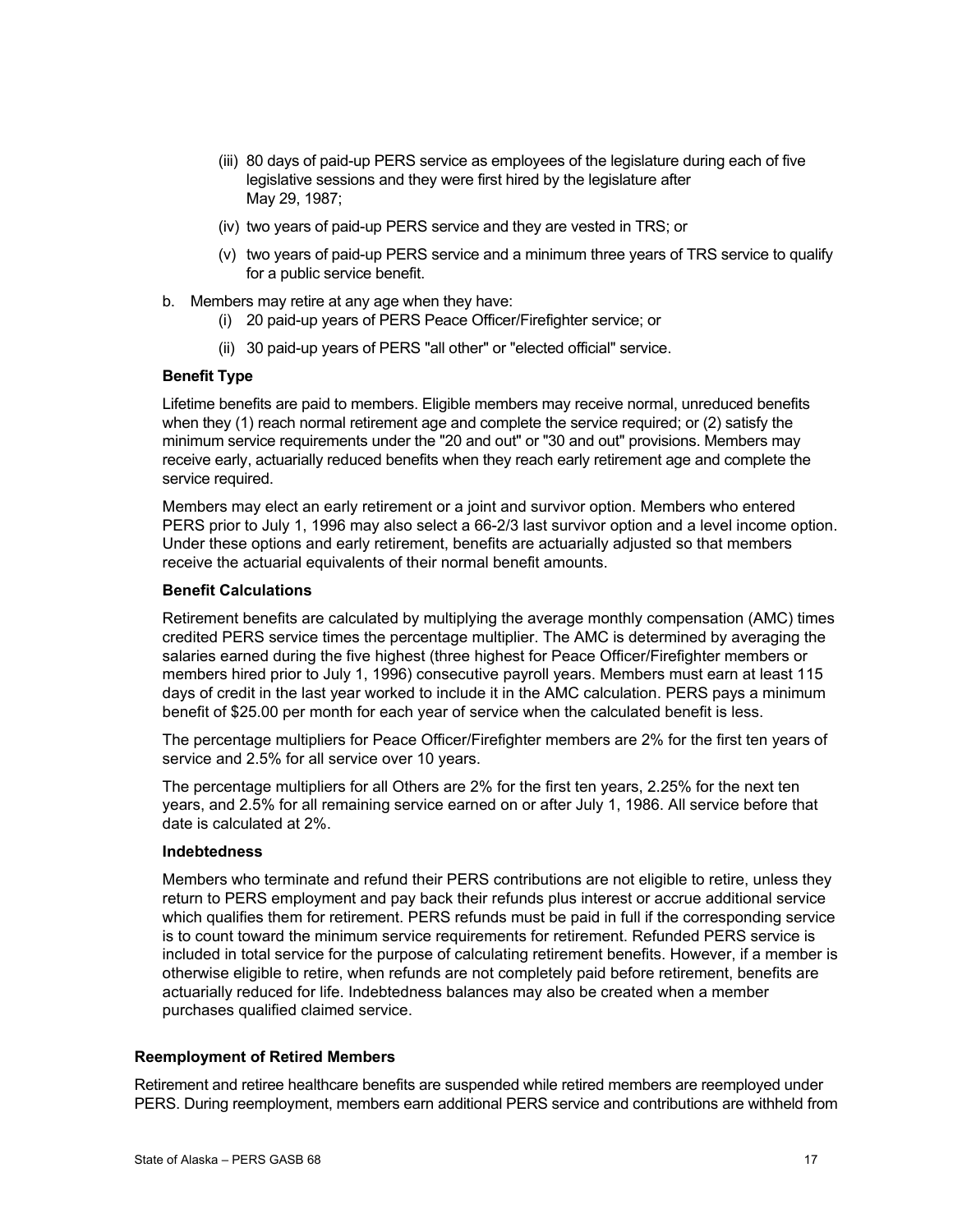(iii) 80 days of paid-up PERS service as employees of the legislature during each of five legislative sessions and they were first hired by the legislature after May 29, 1987;

(iv) two years of paid-up PERS service and they are vested in TRS; or

(v) two years of paid-up PERS service and a minimum three years of TRS service to qualify for a public service benefit.

b. Members may retire at any age when they have:

  (i) 20 paid-up years of PERS Peace Officer/Firefighter service; or

  (ii) 30 paid-up years of PERS "all other" or "elected official" service.

**Benefit Type**

Lifetime benefits are paid to members. Eligible members may receive normal, unreduced benefits when they (1) reach normal retirement age and complete the service required; or (2) satisfy the minimum service requirements under the "20 and out" or "30 and out" provisions. Members may receive early, actuarially reduced benefits when they reach early retirement age and complete the service required.

Members may elect an early retirement or a joint and survivor option. Members who entered PERS prior to July 1, 1996 may also select a 66-2/3 last survivor option and a level income option. Under these options and early retirement, benefits are actuarially adjusted so that members receive the actuarial equivalents of their normal benefit amounts.

**Benefit Calculations**

Retirement benefits are calculated by multiplying the average monthly compensation (AMC) times credited PERS service times the percentage multiplier. The AMC is determined by averaging the salaries earned during the five highest (three highest for Peace Officer/Firefighter members or members hired prior to July 1, 1996) consecutive payroll years. Members must earn at least 115 days of credit in the last year worked to include it in the AMC calculation. PERS pays a minimum benefit of $25.00 per month for each year of service when the calculated benefit is less.

The percentage multipliers for Peace Officer/Firefighter members are 2% for the first ten years of service and 2.5% for all service over 10 years.

The percentage multipliers for all Others are 2% for the first ten years, 2.25% for the next ten years, and 2.5% for all remaining service earned on or after July 1, 1986. All service before that date is calculated at 2%.

**Indebtedness**

Members who terminate and refund their PERS contributions are not eligible to retire, unless they return to PERS employment and pay back their refunds plus interest or accrue additional service which qualifies them for retirement. PERS refunds must be paid in full if the corresponding service is to count toward the minimum service requirements for retirement. Refunded PERS service is included in total service for the purpose of calculating retirement benefits. However, if a member is otherwise eligible to retire, when refunds are not completely paid before retirement, benefits are actuarially reduced for life. Indebtedness balances may also be created when a member purchases qualified claimed service.

**Reemployment of Retired Members**

Retirement and retiree healthcare benefits are suspended while retired members are reemployed under PERS. During reemployment, members earn additional PERS service and contributions are withheld from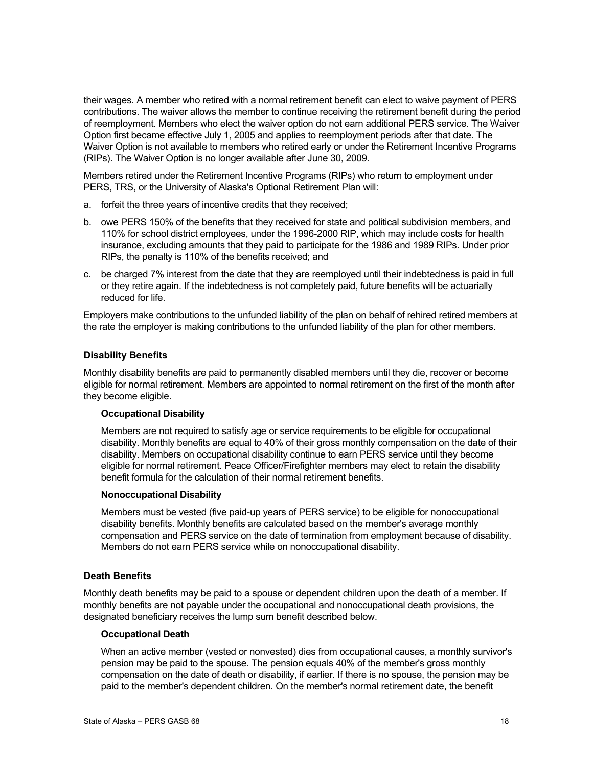their wages. A member who retired with a normal retirement benefit can elect to waive payment of PERS contributions. The waiver allows the member to continue receiving the retirement benefit during the period of reemployment. Members who elect the waiver option do not earn additional PERS service. The Waiver Option first became effective July 1, 2005 and applies to reemployment periods after that date. The Waiver Option is not available to members who retired early or under the Retirement Incentive Programs (RIPs). The Waiver Option is no longer available after June 30, 2009.

Members retired under the Retirement Incentive Programs (RIPs) who return to employment under PERS, TRS, or the University of Alaska's Optional Retirement Plan will:

a. forfeit the three years of incentive credits that they received;

b. owe PERS 150% of the benefits that they received for state and political subdivision members, and 110% for school district employees, under the 1996-2000 RIP, which may include costs for health insurance, excluding amounts that they paid to participate for the 1986 and 1989 RIPs. Under prior RIPs, the penalty is 110% of the benefits received; and

c. be charged 7% interest from the date that they are reemployed until their indebtedness is paid in full or they retire again. If the indebtedness is not completely paid, future benefits will be actuarially reduced for life.

Employers make contributions to the unfunded liability of the plan on behalf of rehired retired members at the rate the employer is making contributions to the unfunded liability of the plan for other members.

### Disability Benefits

Monthly disability benefits are paid to permanently disabled members until they die, recover or become eligible for normal retirement. Members are appointed to normal retirement on the first of the month after they become eligible.

#### Occupational Disability

Members are not required to satisfy age or service requirements to be eligible for occupational disability. Monthly benefits are equal to 40% of their gross monthly compensation on the date of their disability. Members on occupational disability continue to earn PERS service until they become eligible for normal retirement. Peace Officer/Firefighter members may elect to retain the disability benefit formula for the calculation of their normal retirement benefits.

#### Nonoccupational Disability

Members must be vested (five paid-up years of PERS service) to be eligible for nonoccupational disability benefits. Monthly benefits are calculated based on the member's average monthly compensation and PERS service on the date of termination from employment because of disability. Members do not earn PERS service while on nonoccupational disability.

### Death Benefits

Monthly death benefits may be paid to a spouse or dependent children upon the death of a member. If monthly benefits are not payable under the occupational and nonoccupational death provisions, the designated beneficiary receives the lump sum benefit described below.

#### Occupational Death

When an active member (vested or nonvested) dies from occupational causes, a monthly survivor's pension may be paid to the spouse. The pension equals 40% of the member's gross monthly compensation on the date of death or disability, if earlier. If there is no spouse, the pension may be paid to the member's dependent children. On the member's normal retirement date, the benefit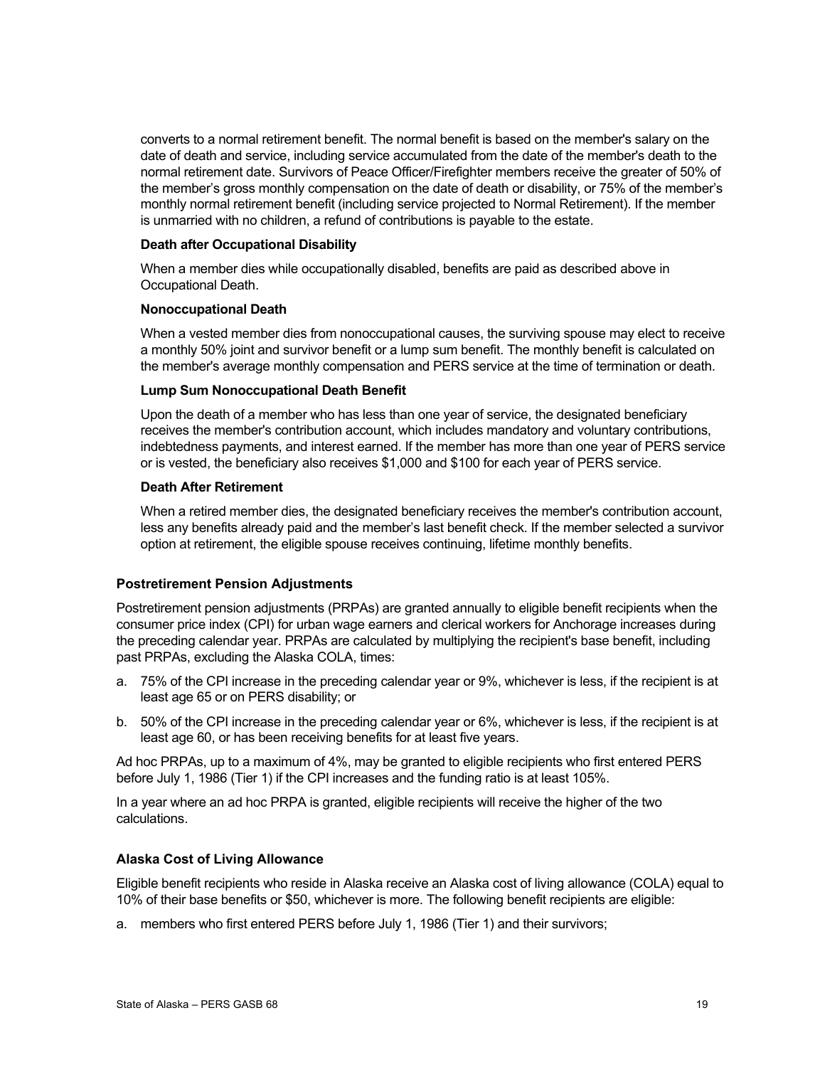converts to a normal retirement benefit. The normal benefit is based on the member's salary on the date of death and service, including service accumulated from the date of the member's death to the normal retirement date. Survivors of Peace Officer/Firefighter members receive the greater of 50% of the member's gross monthly compensation on the date of death or disability, or 75% of the member's monthly normal retirement benefit (including service projected to Normal Retirement). If the member is unmarried with no children, a refund of contributions is payable to the estate.

**Death after Occupational Disability**

When a member dies while occupationally disabled, benefits are paid as described above in Occupational Death.

**Nonoccupational Death**

When a vested member dies from nonoccupational causes, the surviving spouse may elect to receive a monthly 50% joint and survivor benefit or a lump sum benefit. The monthly benefit is calculated on the member's average monthly compensation and PERS service at the time of termination or death.

**Lump Sum Nonoccupational Death Benefit**

Upon the death of a member who has less than one year of service, the designated beneficiary receives the member's contribution account, which includes mandatory and voluntary contributions, indebtedness payments, and interest earned. If the member has more than one year of PERS service or is vested, the beneficiary also receives $1,000 and $100 for each year of PERS service.

**Death After Retirement**

When a retired member dies, the designated beneficiary receives the member's contribution account, less any benefits already paid and the member's last benefit check. If the member selected a survivor option at retirement, the eligible spouse receives continuing, lifetime monthly benefits.

## Postretirement Pension Adjustments

Postretirement pension adjustments (PRPAs) are granted annually to eligible benefit recipients when the consumer price index (CPI) for urban wage earners and clerical workers for Anchorage increases during the preceding calendar year. PRPAs are calculated by multiplying the recipient's base benefit, including past PRPAs, excluding the Alaska COLA, times:

a. 75% of the CPI increase in the preceding calendar year or 9%, whichever is less, if the recipient is at least age 65 or on PERS disability; or

b. 50% of the CPI increase in the preceding calendar year or 6%, whichever is less, if the recipient is at least age 60, or has been receiving benefits for at least five years.

Ad hoc PRPAs, up to a maximum of 4%, may be granted to eligible recipients who first entered PERS before July 1, 1986 (Tier 1) if the CPI increases and the funding ratio is at least 105%.

In a year where an ad hoc PRPA is granted, eligible recipients will receive the higher of the two calculations.

## Alaska Cost of Living Allowance

Eligible benefit recipients who reside in Alaska receive an Alaska cost of living allowance (COLA) equal to 10% of their base benefits or $50, whichever is more. The following benefit recipients are eligible:

a. members who first entered PERS before July 1, 1986 (Tier 1) and their survivors;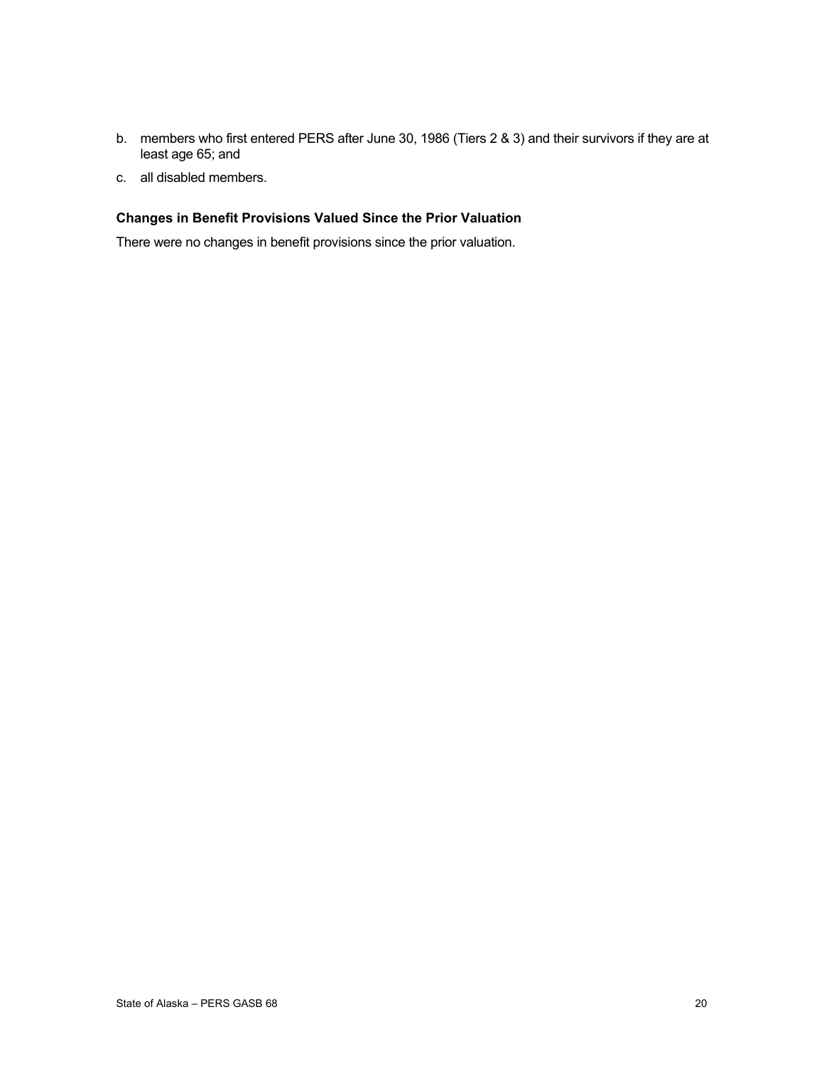b. members who first entered PERS after June 30, 1986 (Tiers 2 & 3) and their survivors if they are at least age 65; and

c. all disabled members.

### Changes in Benefit Provisions Valued Since the Prior Valuation

There were no changes in benefit provisions since the prior valuation.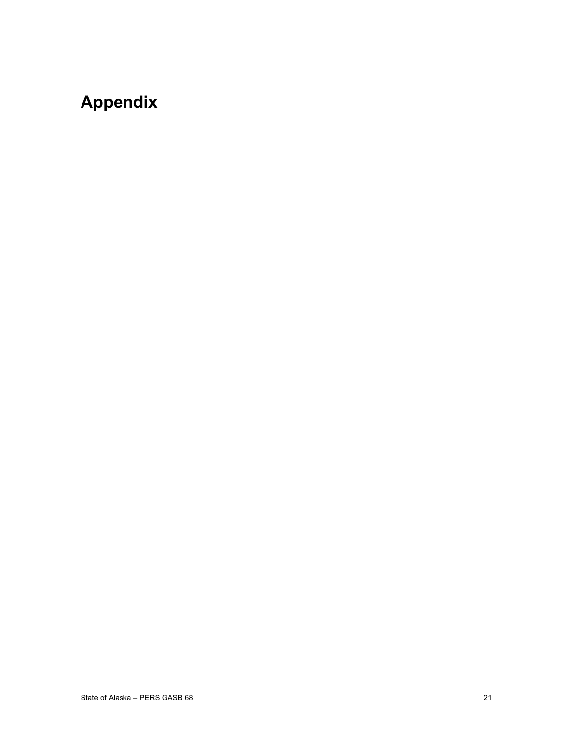# Appendix